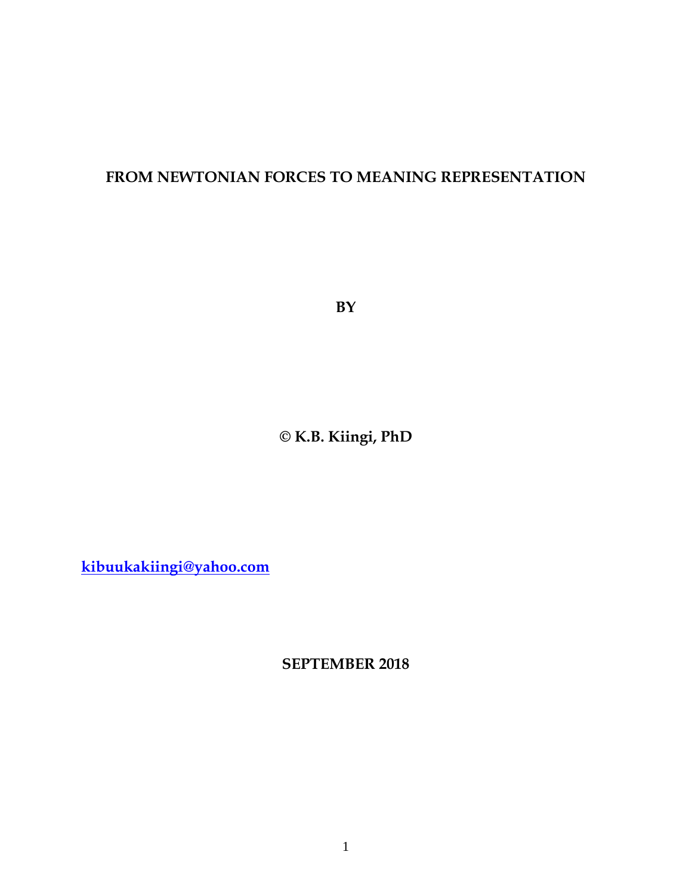# FROM NEWTONIAN FORCES TO MEANING REPRESENTATION

**BY**

**© K.B. Kiingi, PhD**

**kibuukakiingi@yahoo.com**

**SEPTEMBER 2018**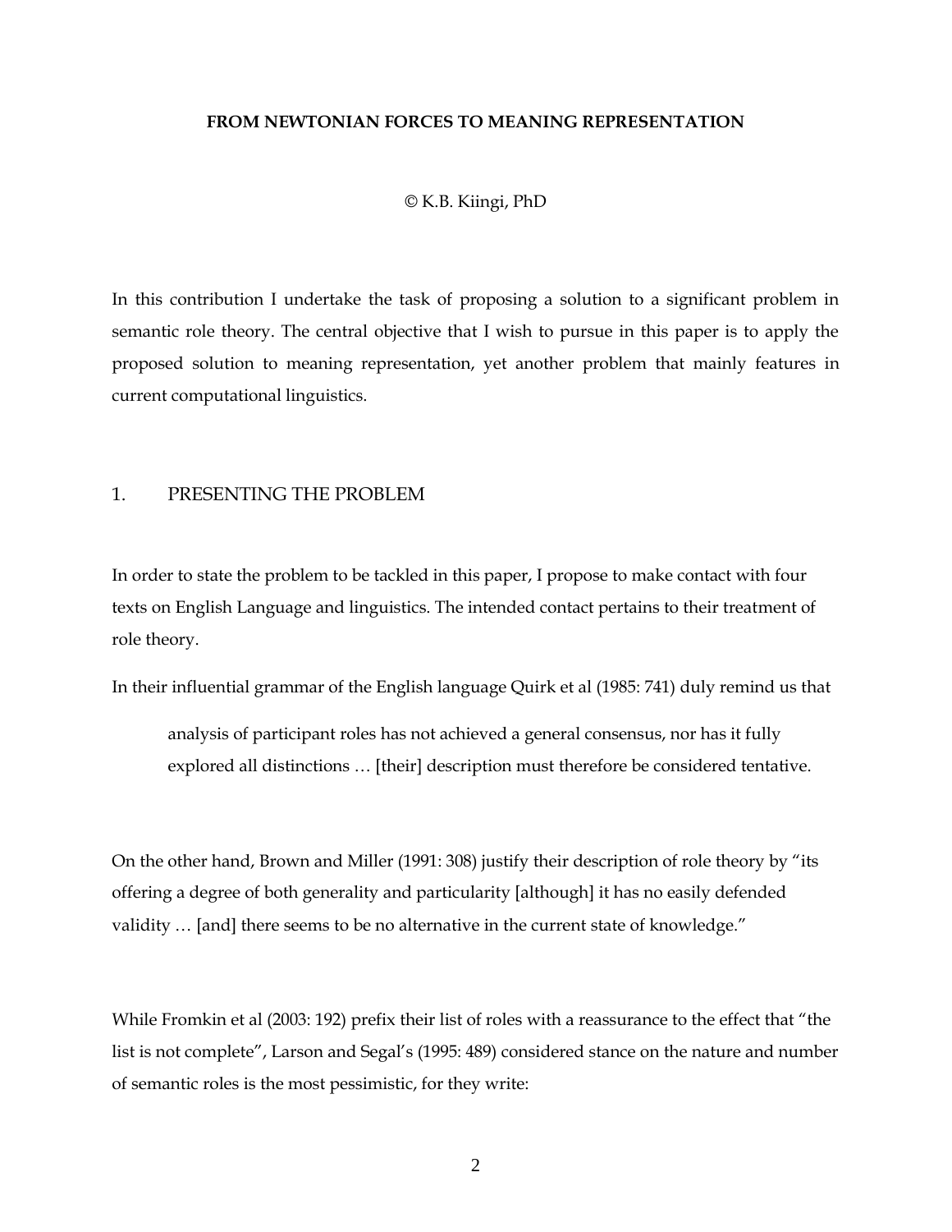**FROM NEWTONIAN FORCES TO MEANING REPRESENTATION**

© K.B. Kiingi, PhD

In this contribution I undertake the task of proposing a solution to a significant problem in semantic role theory. The central objective that I wish to pursue in this paper is to apply the proposed solution to meaning representation, yet another problem that mainly features in current computational linguistics.

## 1. PRESENTING THE PROBLEM

In order to state the problem to be tackled in this paper, I propose to make contact with four texts on English Language and linguistics. The intended contact pertains to their treatment of role theory.

In their influential grammar of the English language Quirk et al (1985: 741) duly remind us that

> analysis of participant roles has not achieved a general consensus, nor has it fully explored all distinctions … [their] description must therefore be considered tentative.

On the other hand, Brown and Miller (1991: 308) justify their description of role theory by "its offering a degree of both generality and particularity [although] it has no easily defended validity … [and] there seems to be no alternative in the current state of knowledge."

While Fromkin et al (2003: 192) prefix their list of roles with a reassurance to the effect that "the list is not complete", Larson and Segal's (1995: 489) considered stance on the nature and number of semantic roles is the most pessimistic, for they write: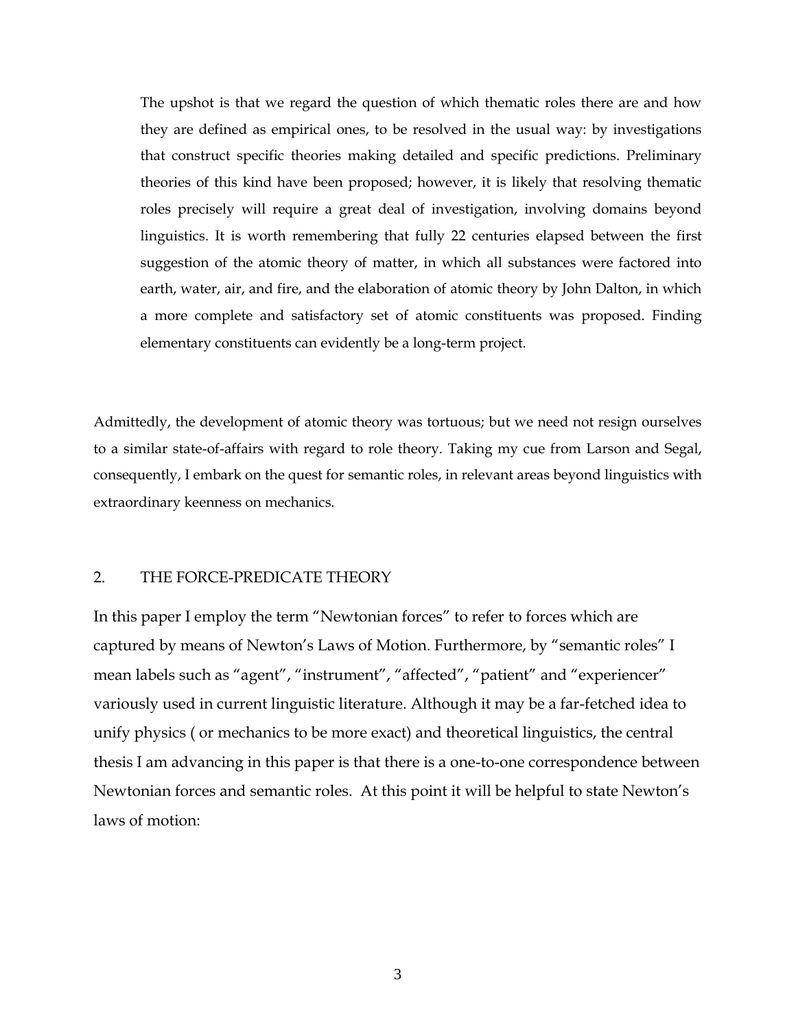> The upshot is that we regard the question of which thematic roles there are and how they are defined as empirical ones, to be resolved in the usual way: by investigations that construct specific theories making detailed and specific predictions. Preliminary theories of this kind have been proposed; however, it is likely that resolving thematic roles precisely will require a great deal of investigation, involving domains beyond linguistics. It is worth remembering that fully 22 centuries elapsed between the first suggestion of the atomic theory of matter, in which all substances were factored into earth, water, air, and fire, and the elaboration of atomic theory by John Dalton, in which a more complete and satisfactory set of atomic constituents was proposed. Finding elementary constituents can evidently be a long-term project.

Admittedly, the development of atomic theory was tortuous; but we need not resign ourselves to a similar state-of-affairs with regard to role theory. Taking my cue from Larson and Segal, consequently, I embark on the quest for semantic roles, in relevant areas beyond linguistics with extraordinary keenness on mechanics.

## 2. THE FORCE-PREDICATE THEORY

In this paper I employ the term "Newtonian forces" to refer to forces which are captured by means of Newton's Laws of Motion. Furthermore, by "semantic roles" I mean labels such as "agent", "instrument", "affected", "patient" and "experiencer" variously used in current linguistic literature. Although it may be a far-fetched idea to unify physics ( or mechanics to be more exact) and theoretical linguistics, the central thesis I am advancing in this paper is that there is a one-to-one correspondence between Newtonian forces and semantic roles. At this point it will be helpful to state Newton's laws of motion: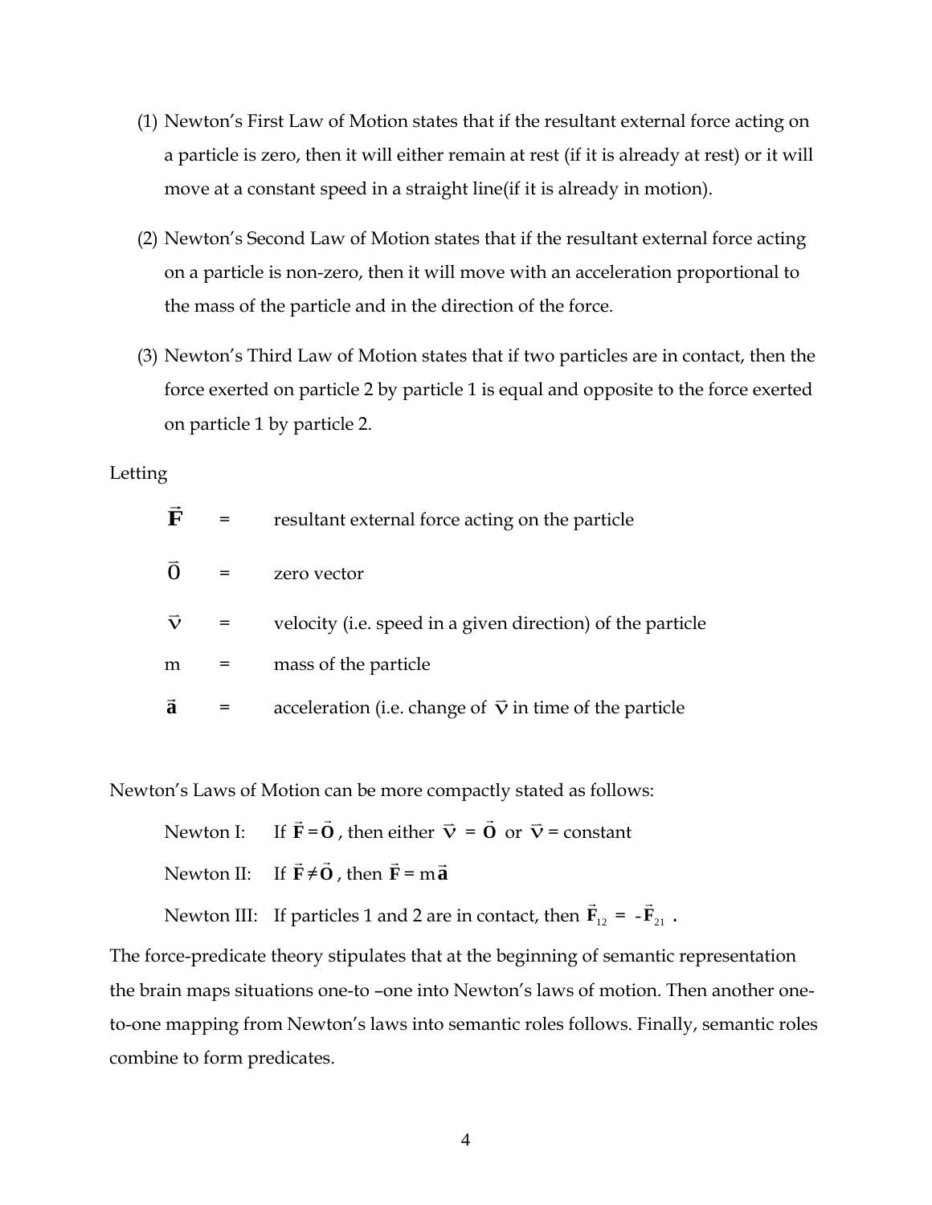(1) Newton's First Law of Motion states that if the resultant external force acting on a particle is zero, then it will either remain at rest (if it is already at rest) or it will move at a constant speed in a straight line(if it is already in motion).

(2) Newton's Second Law of Motion states that if the resultant external force acting on a particle is non-zero, then it will move with an acceleration proportional to the mass of the particle and in the direction of the force.

(3) Newton's Third Law of Motion states that if two particles are in contact, then the force exerted on particle 2 by particle 1 is equal and opposite to the force exerted on particle 1 by particle 2.

Letting

| | | |
|---|---|---|
| $\vec{\mathbf{F}}$ | = | resultant external force acting on the particle |
| $\vec{0}$ | = | zero vector |
| $\vec{\mathbf{v}}$ | = | velocity (i.e. speed in a given direction) of the particle |
| m | = | mass of the particle |
| $\vec{\mathbf{a}}$ | = | acceleration (i.e. change of $\vec{\mathbf{v}}$ in time of the particle |

Newton's Laws of Motion can be more compactly stated as follows:

Newton I: If $\vec{\mathbf{F}} = \vec{\mathbf{O}}$, then either $\vec{\mathbf{v}} = \vec{\mathbf{O}}$ or $\vec{\mathbf{v}}$ = constant

Newton II: If $\vec{\mathbf{F}} \neq \vec{\mathbf{O}}$, then $\vec{\mathbf{F}} = m\vec{\mathbf{a}}$

Newton III: If particles 1 and 2 are in contact, then $\vec{\mathbf{F}}_{12} = -\vec{\mathbf{F}}_{21}$ .

The force-predicate theory stipulates that at the beginning of semantic representation the brain maps situations one-to –one into Newton's laws of motion. Then another one-to-one mapping from Newton's laws into semantic roles follows. Finally, semantic roles combine to form predicates.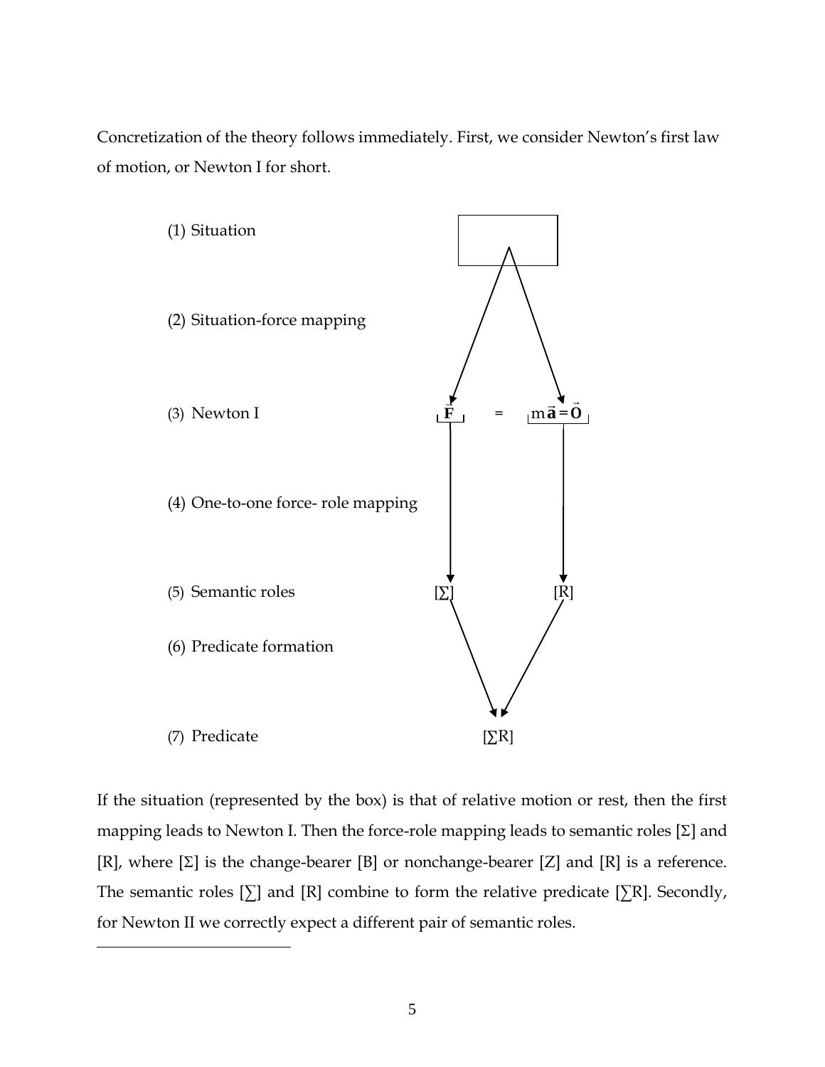Concretization of the theory follows immediately. First, we consider Newton's first law of motion, or Newton I for short.

(1) Situation

(2) Situation-force mapping

(3) Newton I $\vec{\mathbf{F}} = m\vec{\mathbf{a}} = \vec{\mathbf{0}}$

(4) One-to-one force- role mapping

(5) Semantic roles [Σ] [R]

(6) Predicate formation

(7) Predicate [∑R]

If the situation (represented by the box) is that of relative motion or rest, then the first mapping leads to Newton I. Then the force-role mapping leads to semantic roles [Σ] and [R], where [Σ] is the change-bearer [B] or nonchange-bearer [Z] and [R] is a reference. The semantic roles [∑] and [R] combine to form the relative predicate [∑R]. Secondly, for Newton II we correctly expect a different pair of semantic roles.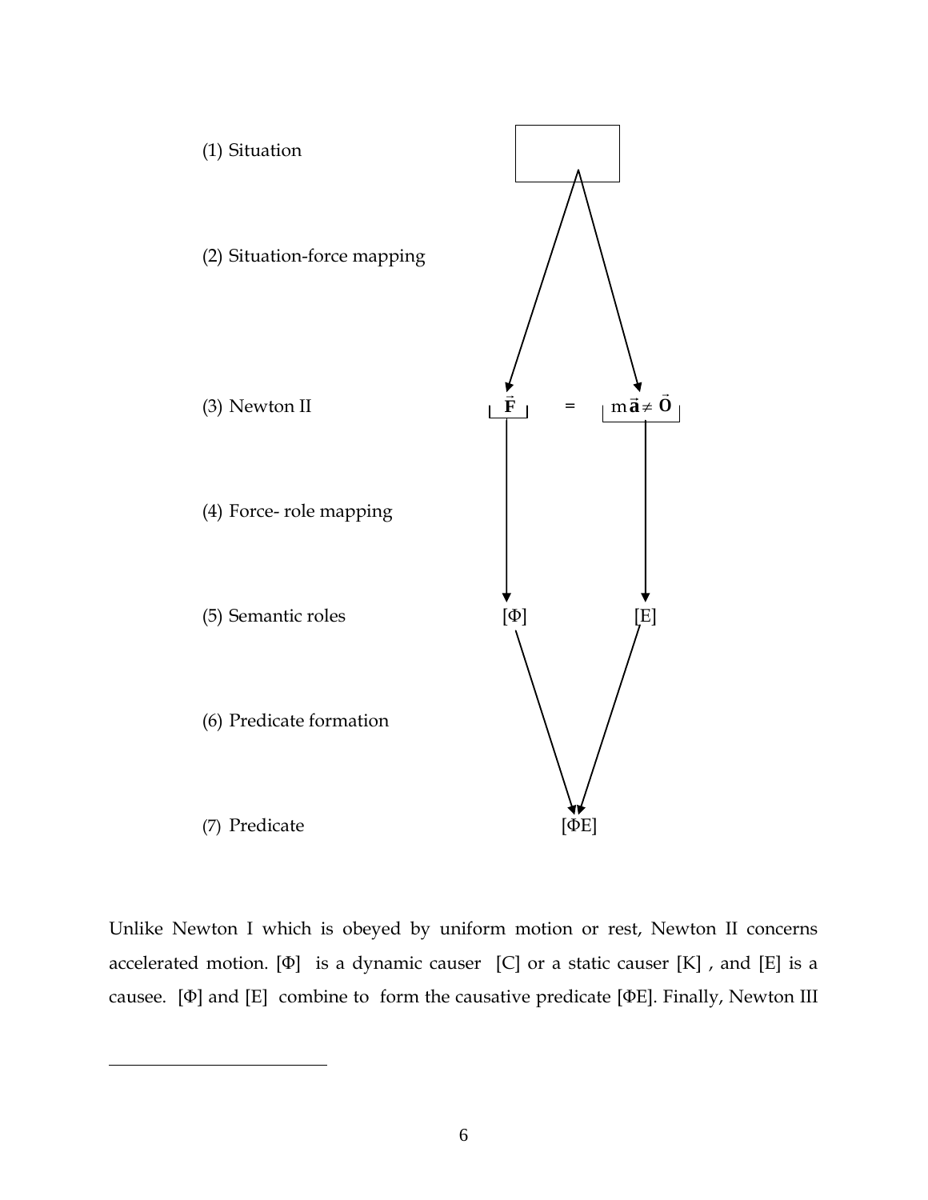(1) Situation

(2) Situation-force mapping

(3) Newton II $\vec{\mathbf{F}} = m\vec{\mathbf{a}} \neq \vec{\mathbf{O}}$

(4) Force- role mapping

(5) Semantic roles [Φ] [E]

(6) Predicate formation

(7) Predicate [ΦE]

Unlike Newton I which is obeyed by uniform motion or rest, Newton II concerns accelerated motion. [Φ] is a dynamic causer [C] or a static causer [K] , and [E] is a causee. [Φ] and [E] combine to form the causative predicate [ΦE]. Finally, Newton III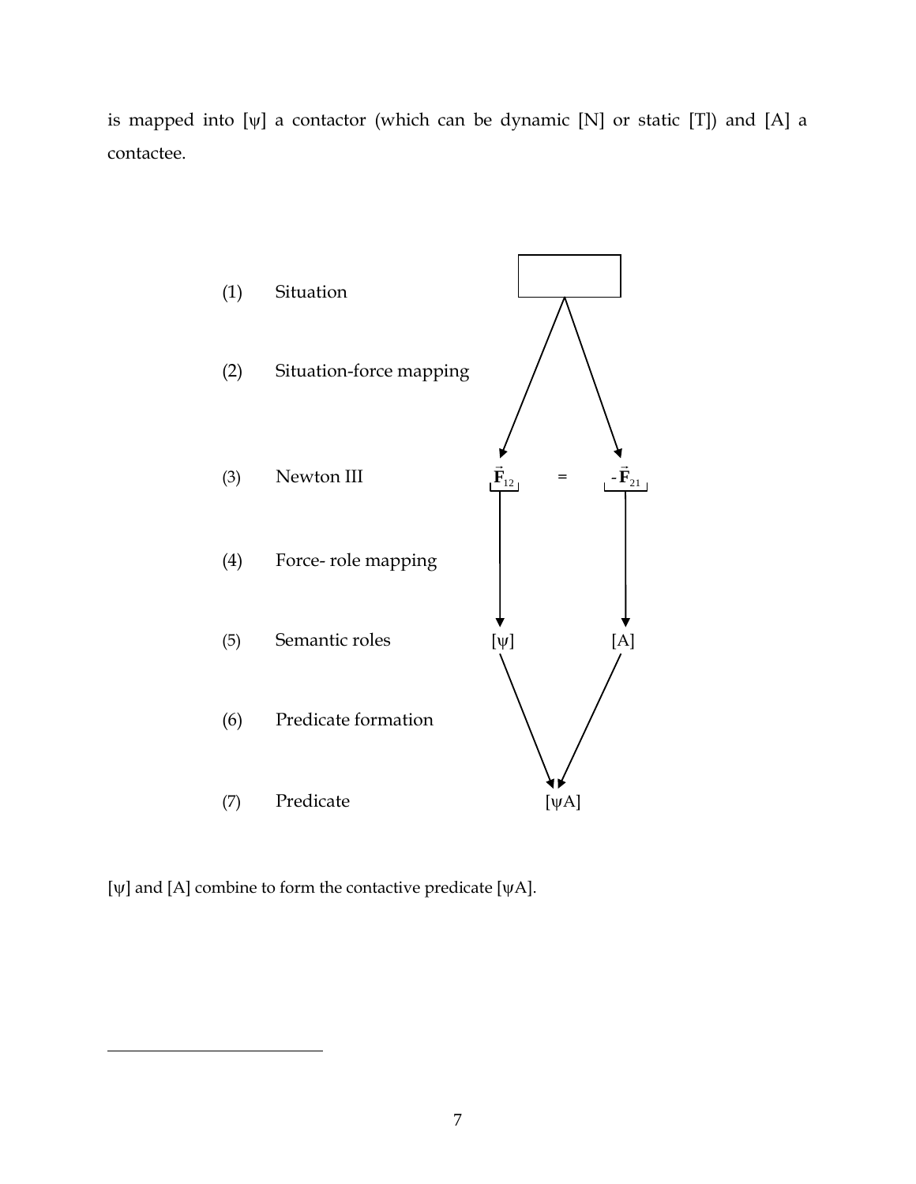is mapped into [ψ] a contactor (which can be dynamic [N] or static [T]) and [A] a contactee.

(1) Situation

(2) Situation-force mapping

(3) Newton III $\vec{\mathbf{F}}_{12} = -\vec{\mathbf{F}}_{21}$

(4) Force- role mapping

(5) Semantic roles [ψ] [A]

(6) Predicate formation

(7) Predicate [ψA]

[ψ] and [A] combine to form the contactive predicate [ψA].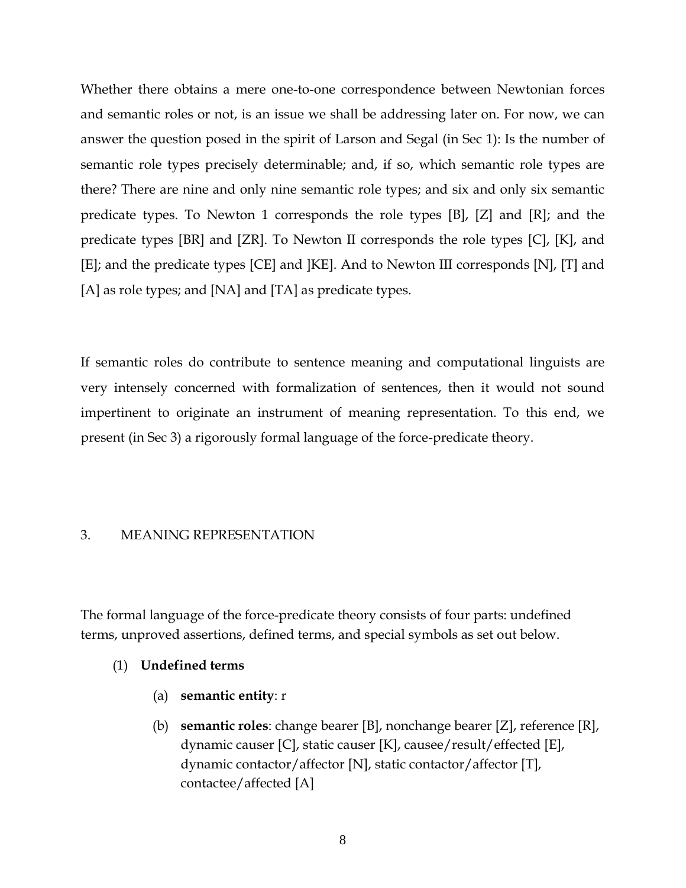Whether there obtains a mere one-to-one correspondence between Newtonian forces and semantic roles or not, is an issue we shall be addressing later on. For now, we can answer the question posed in the spirit of Larson and Segal (in Sec 1): Is the number of semantic role types precisely determinable; and, if so, which semantic role types are there? There are nine and only nine semantic role types; and six and only six semantic predicate types. To Newton 1 corresponds the role types [B], [Z] and [R]; and the predicate types [BR] and [ZR]. To Newton II corresponds the role types [C], [K], and [E]; and the predicate types [CE] and ]KE]. And to Newton III corresponds [N], [T] and [A] as role types; and [NA] and [TA] as predicate types.

If semantic roles do contribute to sentence meaning and computational linguists are very intensely concerned with formalization of sentences, then it would not sound impertinent to originate an instrument of meaning representation. To this end, we present (in Sec 3) a rigorously formal language of the force-predicate theory.

## 3. MEANING REPRESENTATION

The formal language of the force-predicate theory consists of four parts: undefined terms, unproved assertions, defined terms, and special symbols as set out below.

(1) **Undefined terms**

(a) **semantic entity**: r

(b) **semantic roles**: change bearer [B], nonchange bearer [Z], reference [R], dynamic causer [C], static causer [K], causee/result/effected [E], dynamic contactor/affector [N], static contactor/affector [T], contactee/affected [A]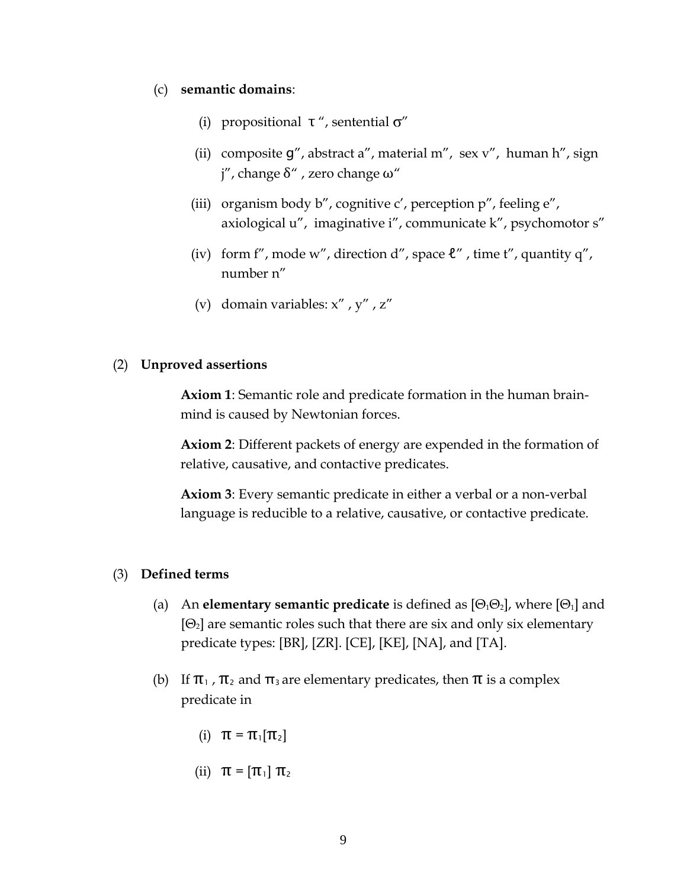(c) **semantic domains**:

(i) propositional $\tau$ ", sentential $\sigma$"

(ii) composite g", abstract a", material m", sex v", human h", sign j", change $\delta$" , zero change $\omega$"

(iii) organism body b", cognitive c', perception p", feeling e", axiological u", imaginative i", communicate k", psychomotor s"

(iv) form f", mode w", direction d", space ℓ" , time t", quantity q", number n"

(v) domain variables: x" , y" , z"

(2) **Unproved assertions**

**Axiom 1**: Semantic role and predicate formation in the human brain-mind is caused by Newtonian forces.

**Axiom 2**: Different packets of energy are expended in the formation of relative, causative, and contactive predicates.

**Axiom 3**: Every semantic predicate in either a verbal or a non-verbal language is reducible to a relative, causative, or contactive predicate.

(3) **Defined terms**

(a) An **elementary semantic predicate** is defined as $[\Theta_1\Theta_2]$, where $[\Theta_1]$ and $[\Theta_2]$ are semantic roles such that there are six and only six elementary predicate types: [BR], [ZR]. [CE], [KE], [NA], and [TA].

(b) If $\pi_1$ , $\pi_2$ and $\pi_3$ are elementary predicates, then $\pi$ is a complex predicate in

(i) $\pi = \pi_1[\pi_2]$

(ii) $\pi = [\pi_1]\ \pi_2$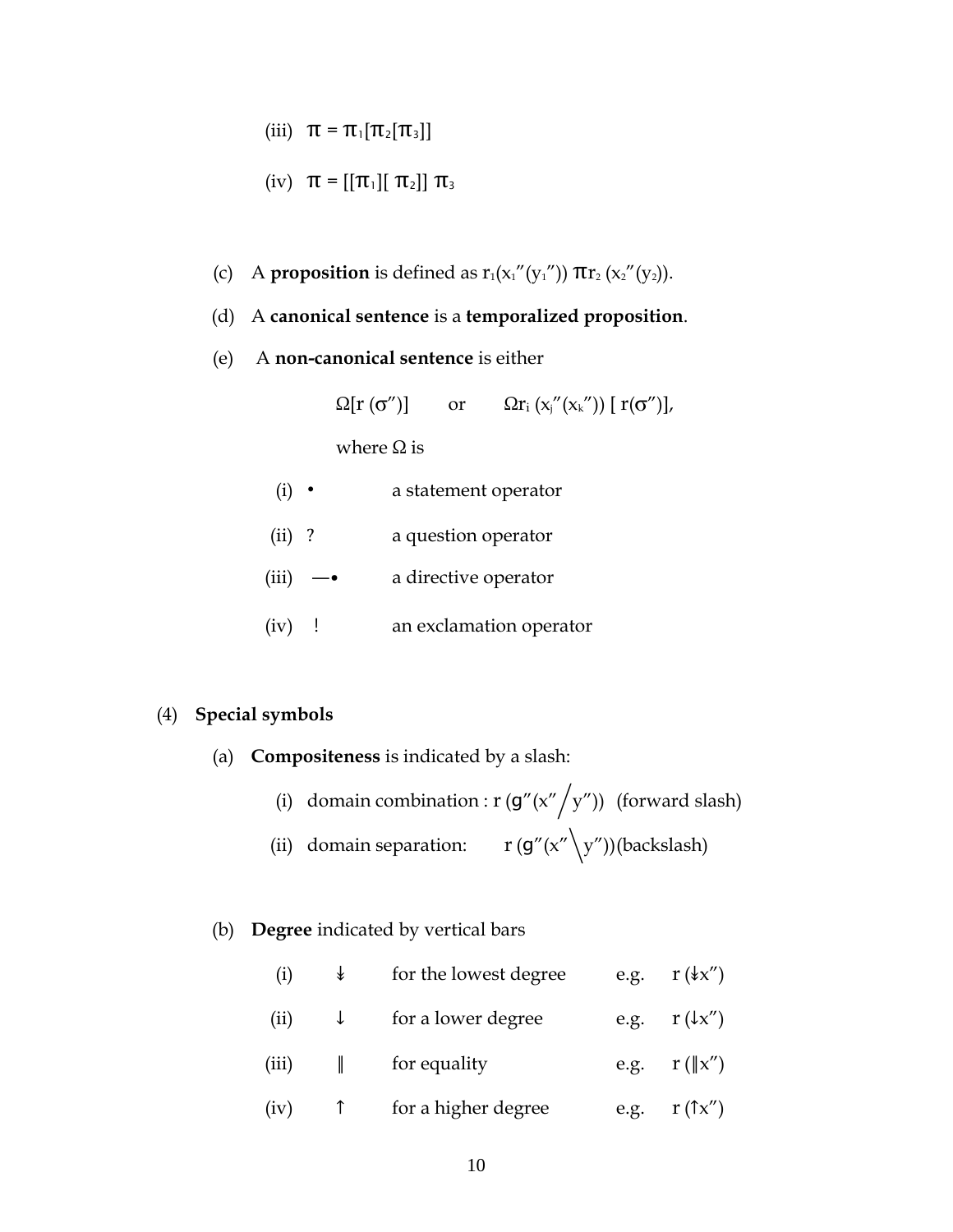(iii) $\pi = \pi_1[\pi_2[\pi_3]]$

(iv) $\pi = [[\pi_1][\pi_2]]\ \pi_3$

(c) A **proposition** is defined as $r_1(x_1''(y_1''))\ \pi r_2\ (x_2''(y_2))$.

(d) A **canonical sentence** is a **temporalized proposition**.

(e) A **non-canonical sentence** is either

$\Omega[r\ (\sigma'')]$ or $\Omega r_i\ (x_j''(x_k''))\ [\ r(\sigma'')]$,

where $\Omega$ is

| | | |
|---|---|---|
| (i) | • | a statement operator |
| (ii) | ? | a question operator |
| (iii) | —• | a directive operator |
| (iv) | ! | an exclamation operator |

(4) **Special symbols**

(a) **Compositeness** is indicated by a slash:

(i) domain combination : $r\ (g''(x''/y''))$ (forward slash)

(ii) domain separation: $r\ (g''(x''\backslash y''))$(backslash)

(b) **Degree** indicated by vertical bars

| | | | | |
|---|---|---|---|---|
| (i) | ↡ | for the lowest degree | e.g. | r (↡x″) |
| (ii) | ↓ | for a lower degree | e.g. | r (↓x″) |
| (iii) | ‖ | for equality | e.g. | r (‖x″) |
| (iv) | ↑ | for a higher degree | e.g. | r (↑x″) |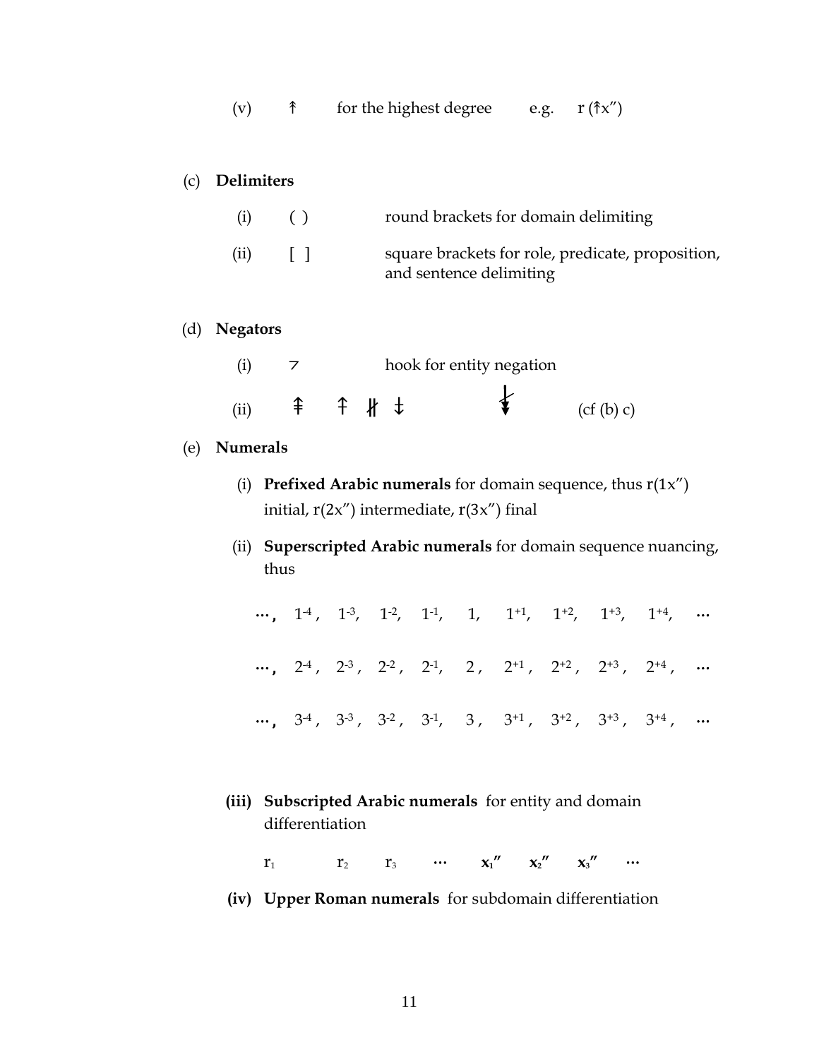(v) ↟ for the highest degree e.g. r (↟x″)

(c) **Delimiters**

(i) ( ) round brackets for domain delimiting

(ii) [ ] square brackets for role, predicate, proposition, and sentence delimiting

(d) **Negators**

(i) ⌐ hook for entity negation

(ii) ⇞ ⤉ ⧺ ‡ ↡ (cf (b) c)

(e) **Numerals**

(i) **Prefixed Arabic numerals** for domain sequence, thus r(1x″) initial, r(2x″) intermediate, r(3x″) final

(ii) **Superscripted Arabic numerals** for domain sequence nuancing, thus

$\ldots, \; 1^{-4}, \; 1^{-3}, \; 1^{-2}, \; 1^{-1}, \; 1, \; 1^{+1}, \; 1^{+2}, \; 1^{+3}, \; 1^{+4}, \; \ldots$

$\ldots, \; 2^{-4}, \; 2^{-3}, \; 2^{-2}, \; 2^{-1}, \; 2, \; 2^{+1}, \; 2^{+2}, \; 2^{+3}, \; 2^{+4}, \; \ldots$

$\ldots, \; 3^{-4}, \; 3^{-3}, \; 3^{-2}, \; 3^{-1}, \; 3, \; 3^{+1}, \; 3^{+2}, \; 3^{+3}, \; 3^{+4}, \; \ldots$

**(iii) Subscripted Arabic numerals** for entity and domain differentiation

$r_1 \quad r_2 \quad r_3 \quad \ldots \quad \mathbf{x_1''} \quad \mathbf{x_2''} \quad \mathbf{x_3''} \quad \ldots$

**(iv) Upper Roman numerals** for subdomain differentiation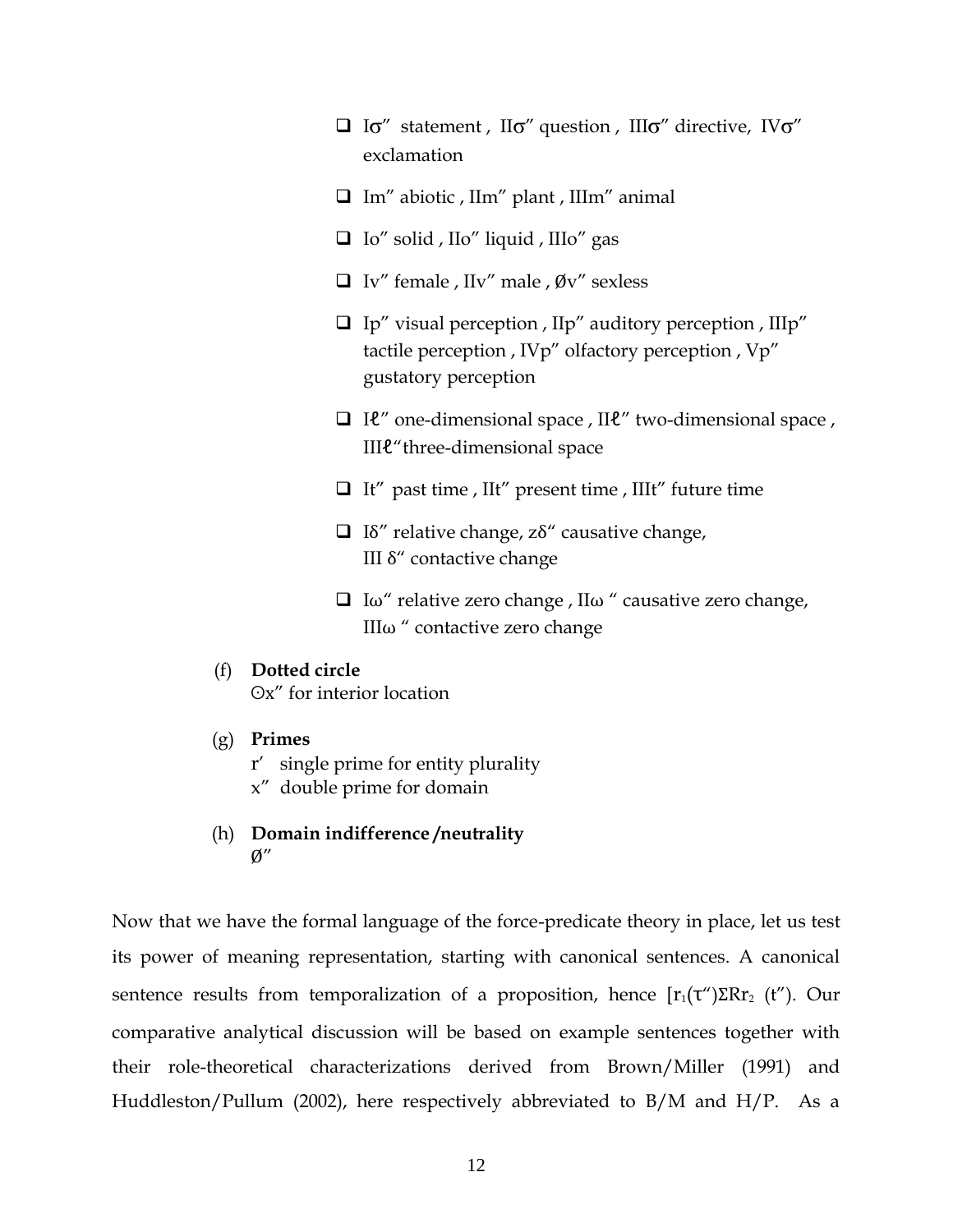- Iσ″ statement , IIσ″ question , IIIσ″ directive, IVσ″ exclamation
- Im″ abiotic , IIm″ plant , IIIm″ animal
- Io″ solid , IIo″ liquid , IIIo″ gas
- Iv″ female , IIv″ male , Øv″ sexless
- Ip″ visual perception , IIp″ auditory perception , IIIp″ tactile perception , IVp″ olfactory perception , Vp″ gustatory perception
- Iℓ″ one-dimensional space , IIℓ″ two-dimensional space , IIIℓ″three-dimensional space
- It″ past time , IIt″ present time , IIIt″ future time
- Iδ″ relative change, zδ″ causative change, III δ″ contactive change
- Iω″ relative zero change , IIω ″ causative zero change, IIIω ″ contactive zero change

(f) **Dotted circle**
⊙x″ for interior location

(g) **Primes**
r′ single prime for entity plurality
x″ double prime for domain

(h) **Domain indifference /neutrality**
Ø″

Now that we have the formal language of the force-predicate theory in place, let us test its power of meaning representation, starting with canonical sentences. A canonical sentence results from temporalization of a proposition, hence $[r_1(\tau'')\Sigma R r_2\ (t'')$. Our comparative analytical discussion will be based on example sentences together with their role-theoretical characterizations derived from Brown/Miller (1991) and Huddleston/Pullum (2002), here respectively abbreviated to B/M and H/P. As a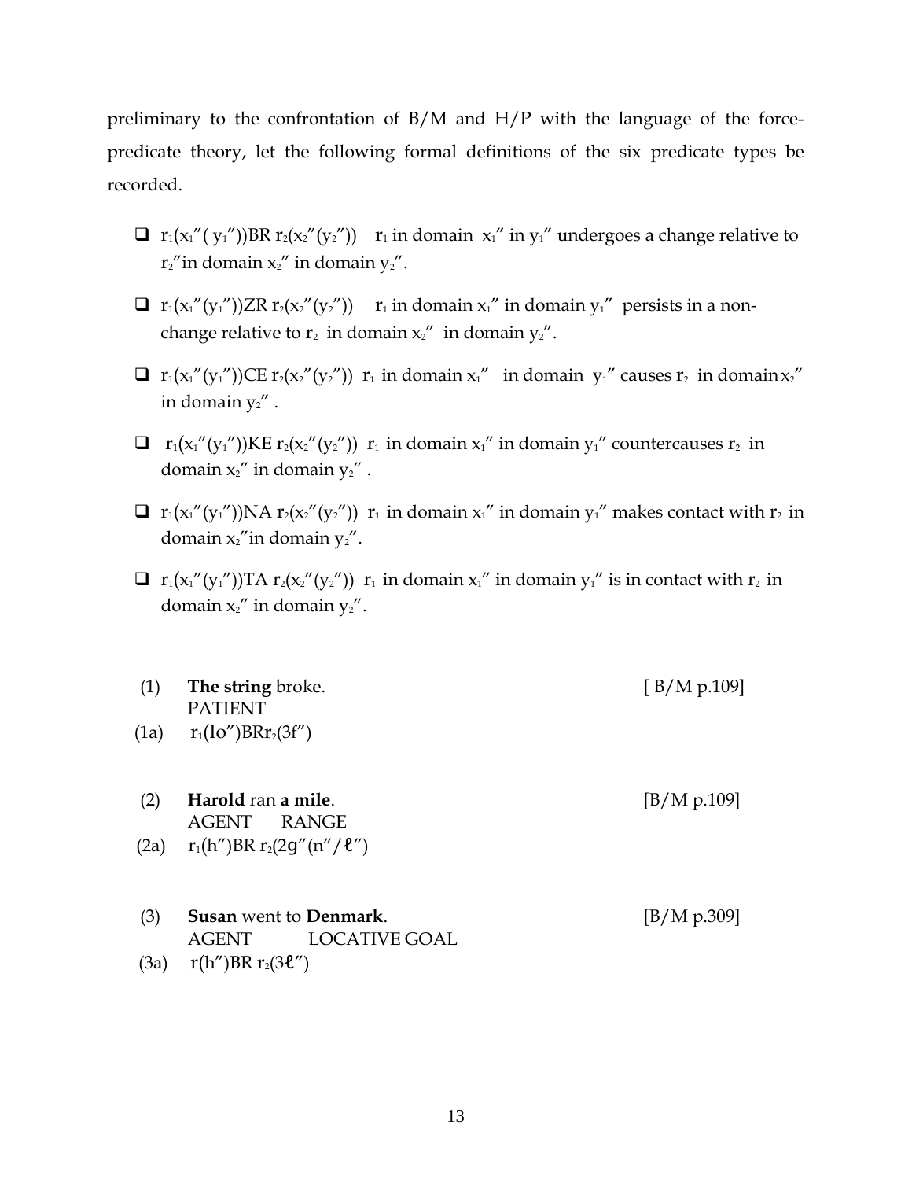preliminary to the confrontation of B/M and H/P with the language of the force-predicate theory, let the following formal definitions of the six predicate types be recorded.

- $r_1(x_1''(y_1''))BR\ r_2(x_2''(y_2''))$ $r_1$ in domain $x_1''$ in $y_1''$ undergoes a change relative to $r_2''$in domain $x_2''$ in domain $y_2''$.
- $r_1(x_1''(y_1''))ZR\ r_2(x_2''(y_2''))$ $r_1$ in domain $x_1''$ in domain $y_1''$ persists in a non-change relative to $r_2$ in domain $x_2''$ in domain $y_2''$.
- $r_1(x_1''(y_1''))CE\ r_2(x_2''(y_2''))$ $r_1$ in domain $x_1''$ in domain $y_1''$ causes $r_2$ in domain $x_2''$ in domain $y_2''$ .
- $r_1(x_1''(y_1''))KE\ r_2(x_2''(y_2''))$ $r_1$ in domain $x_1''$ in domain $y_1''$ countercauses $r_2$ in domain $x_2''$ in domain $y_2''$ .
- $r_1(x_1''(y_1''))NA\ r_2(x_2''(y_2''))$ $r_1$ in domain $x_1''$ in domain $y_1''$ makes contact with $r_2$ in domain $x_2''$in domain $y_2''$.
- $r_1(x_1''(y_1''))TA\ r_2(x_2''(y_2''))$ $r_1$ in domain $x_1''$ in domain $y_1''$ is in contact with $r_2$ in domain $x_2''$ in domain $y_2''$.

(1) **The string** broke. [ B/M p.109]
PATIENT

(1a) $r_1(Io'')BRr_2(3f'')$

(2) **Harold** ran **a mile**. [B/M p.109]
AGENT RANGE

(2a) $r_1(h'')BR\ r_2(2g''(n''/\ell''))$

(3) **Susan** went to **Denmark**. [B/M p.309]
AGENT LOCATIVE GOAL

(3a) $r(h'')BR\ r_2(3\ell'')$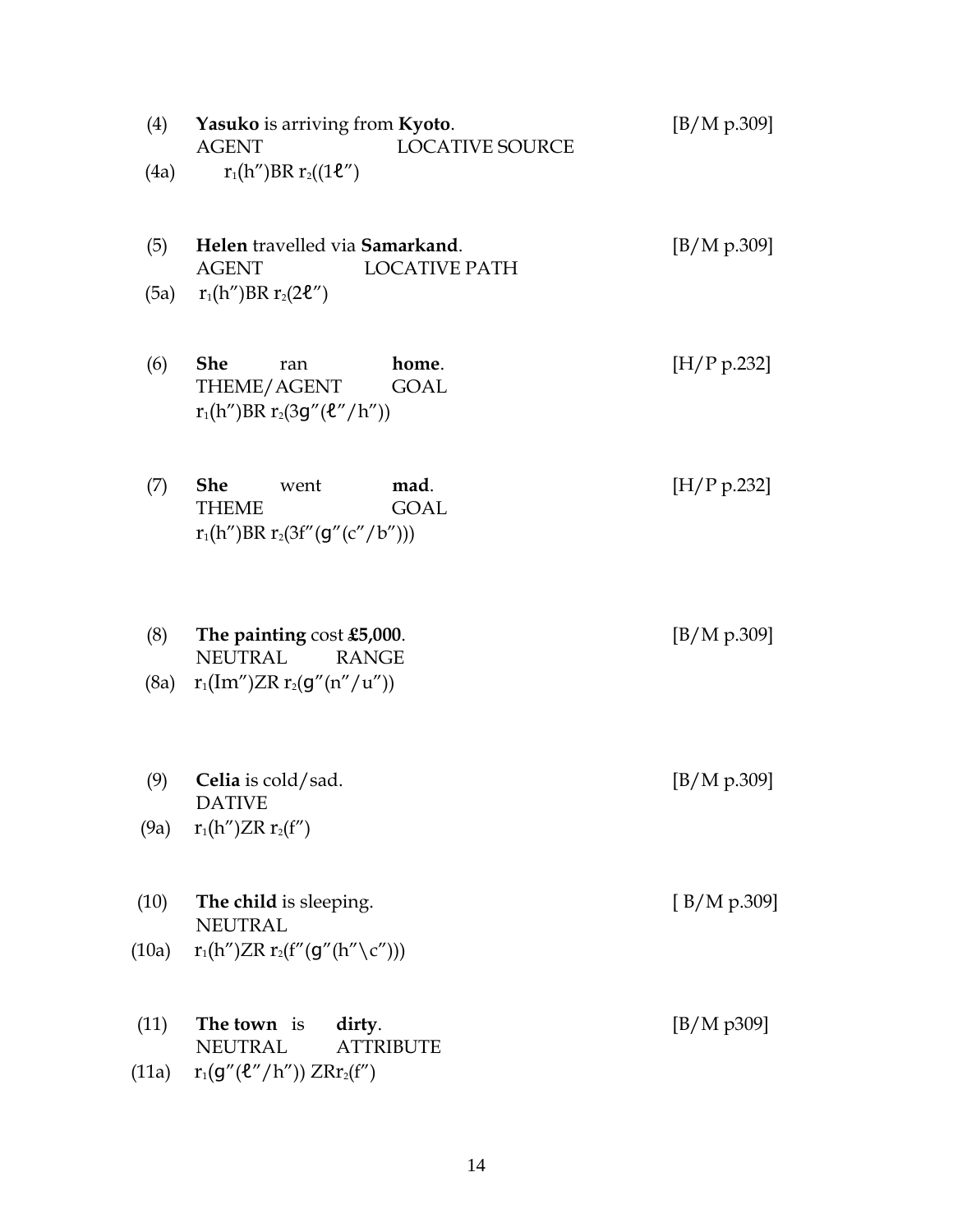(4) **Yasuko** is arriving from **Kyoto**. [B/M p.309]
AGENT LOCATIVE SOURCE

(4a) $r_1$(h″)BR $r_2$((1ℓ″)

(5) **Helen** travelled via **Samarkand**. [B/M p.309]
AGENT LOCATIVE PATH

(5a) $r_1$(h″)BR $r_2$(2ℓ″)

(6) **She** ran **home**. [H/P p.232]
THEME/AGENT GOAL
$r_1$(h″)BR $r_2$(3g″(ℓ″/h″))

(7) **She** went **mad**. [H/P p.232]
THEME GOAL
$r_1$(h″)BR $r_2$(3f″(g″(c″/b″)))

(8) **The painting** cost **£5,000**. [B/M p.309]
NEUTRAL RANGE

(8a) $r_1$(Im″)ZR $r_2$(g″(n″/u″))

(9) **Celia** is cold/sad. [B/M p.309]
DATIVE

(9a) $r_1$(h″)ZR $r_2$(f″)

(10) **The child** is sleeping. [ B/M p.309]
NEUTRAL

(10a) $r_1$(h″)ZR $r_2$(f″(g″(h″\c″)))

(11) **The town** is **dirty**. [B/M p309]
NEUTRAL ATTRIBUTE

(11a) $r_1$(g″(ℓ″/h″)) ZR$r_2$(f″)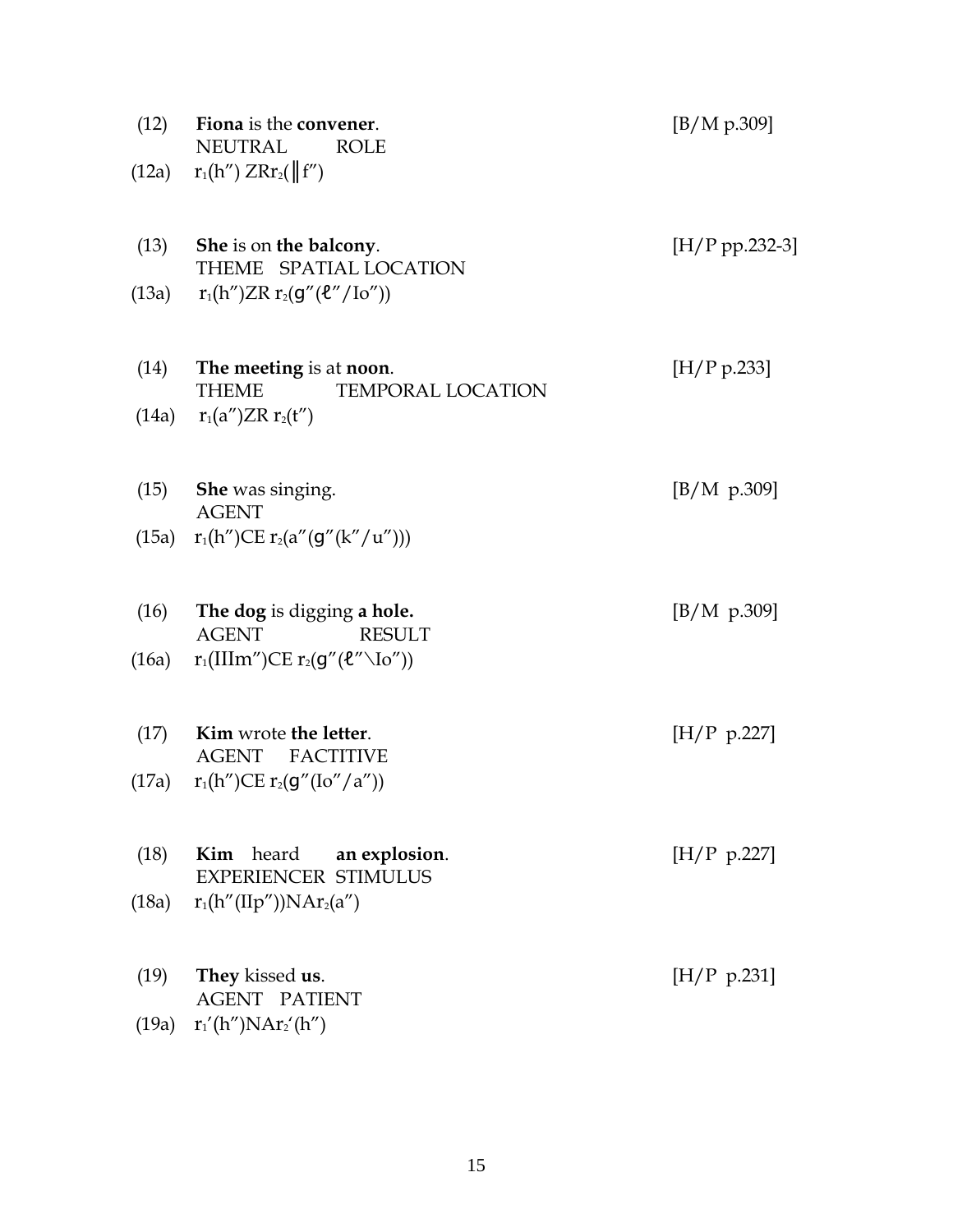(12) **Fiona** is the **convener**. [B/M p.309]
NEUTRAL ROLE
(12a) r₁(h″) ZRr₂(‖f″)

(13) **She** is on **the balcony**. [H/P pp.232-3]
THEME SPATIAL LOCATION
(13a) r₁(h″)ZR r₂(g″(ℓ″/Io″))

(14) **The meeting** is at **noon**. [H/P p.233]
THEME TEMPORAL LOCATION
(14a) r₁(a″)ZR r₂(t″)

(15) **She** was singing. [B/M p.309]
AGENT
(15a) r₁(h″)CE r₂(a″(g″(k″/u″)))

(16) **The dog** is digging **a hole.** [B/M p.309]
AGENT RESULT
(16a) r₁(IIIm″)CE r₂(g″(ℓ″\Io″))

(17) **Kim** wrote **the letter**. [H/P p.227]
AGENT FACTITIVE
(17a) r₁(h″)CE r₂(g″(Io″/a″))

(18) **Kim** heard **an explosion**. [H/P p.227]
EXPERIENCER STIMULUS
(18a) r₁(h″(IIp″))NAr₂(a″)

(19) **They** kissed **us**. [H/P p.231]
AGENT PATIENT
(19a) r₁′(h″)NAr₂′(h″)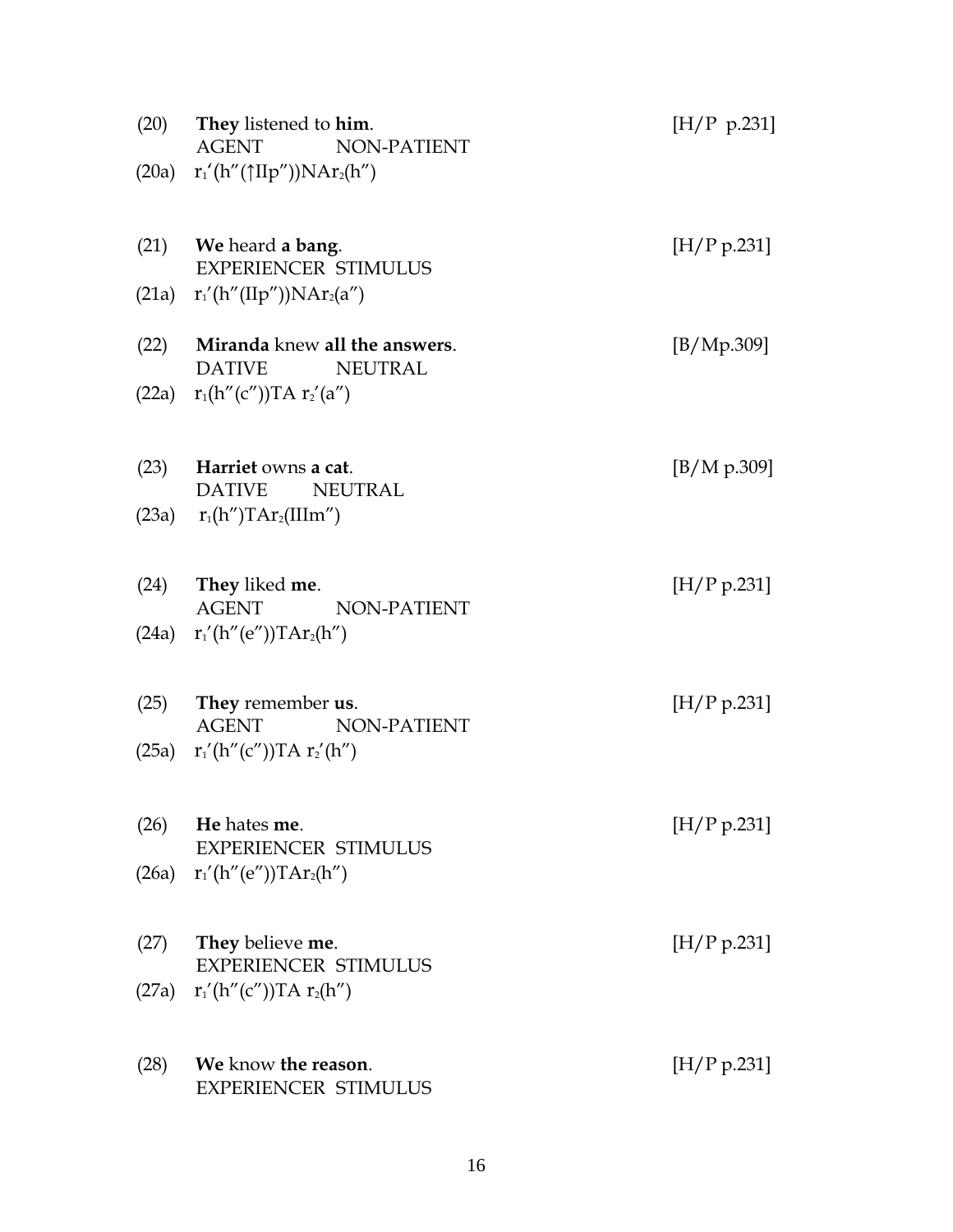(20) **They** listened to **him**. [H/P p.231]
AGENT NON-PATIENT

(20a) $r_1'(h''(\uparrow IIp''))NAr_2(h'')$

(21) **We** heard **a bang**. [H/P p.231]
EXPERIENCER STIMULUS

(21a) $r_1'(h''(IIp''))NAr_2(a'')$

(22) **Miranda** knew **all the answers**. [B/Mp.309]
DATIVE NEUTRAL

(22a) $r_1(h''(c''))TA\ r_2'(a'')$

(23) **Harriet** owns **a cat**. [B/M p.309]
DATIVE NEUTRAL

(23a) $r_1(h'')TAr_2(IIIm'')$

(24) **They** liked **me**. [H/P p.231]
AGENT NON-PATIENT

(24a) $r_1'(h''(e''))TAr_2(h'')$

(25) **They** remember **us**. [H/P p.231]
AGENT NON-PATIENT

(25a) $r_1'(h''(c''))TA\ r_2'(h'')$

(26) **He** hates **me**. [H/P p.231]
EXPERIENCER STIMULUS

(26a) $r_1'(h''(e''))TAr_2(h'')$

(27) **They** believe **me**. [H/P p.231]
EXPERIENCER STIMULUS

(27a) $r_1'(h''(c''))TA\ r_2(h'')$

(28) **We** know **the reason**. [H/P p.231]
EXPERIENCER STIMULUS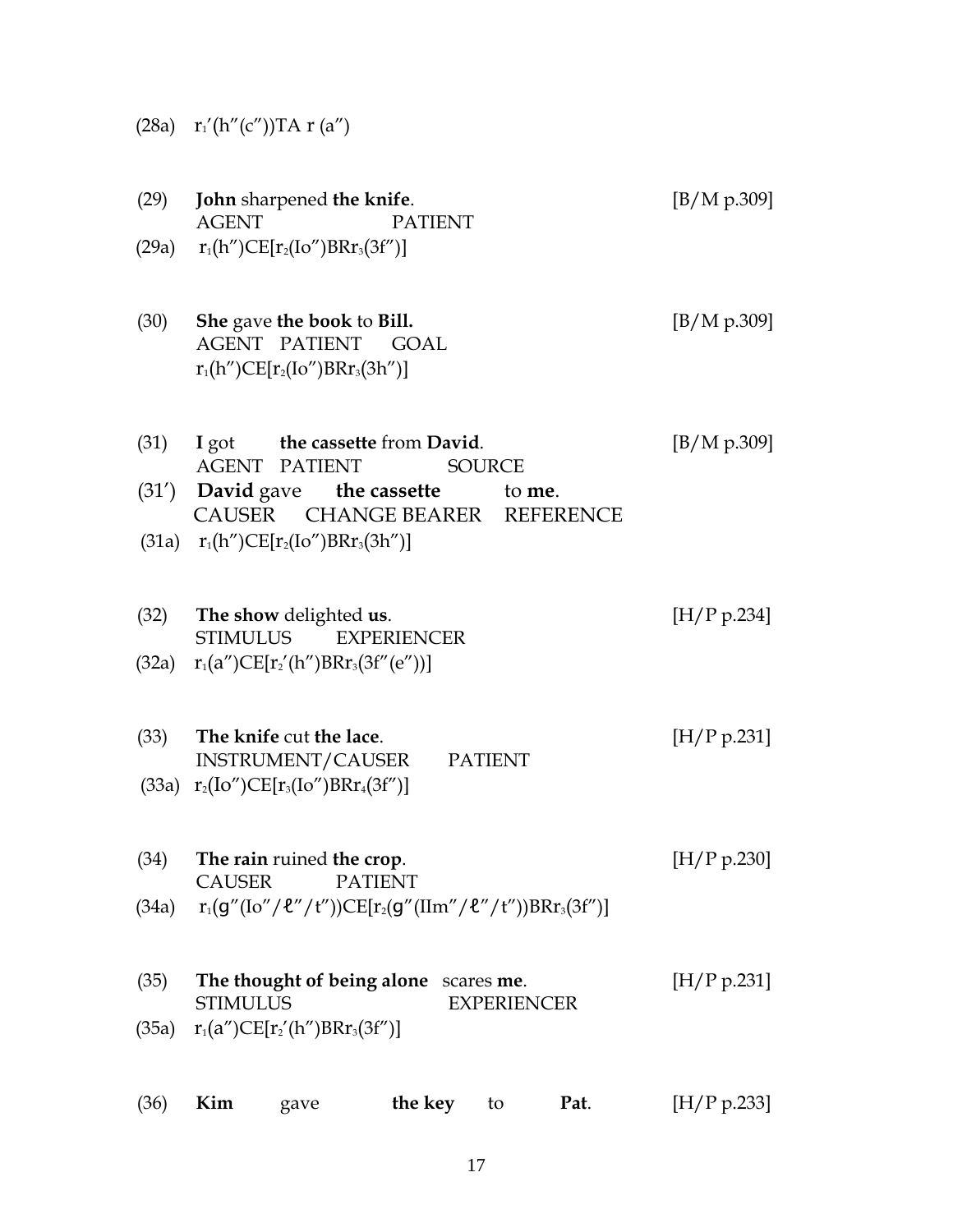(28a) $r_1'(h''(c''))TA\ r\ (a'')$

(29) **John** sharpened **the knife**. [B/M p.309]
AGENT PATIENT

(29a) $r_1(h'')CE[r_2(Io'')BRr_3(3f'')]$

(30) **She** gave **the book** to **Bill.** [B/M p.309]
AGENT PATIENT GOAL
$r_1(h'')CE[r_2(Io'')BRr_3(3h'')]$

(31) **I** got **the cassette** from **David**. [B/M p.309]
AGENT PATIENT SOURCE

(31′) **David** gave **the cassette** to **me**.
CAUSER CHANGE BEARER REFERENCE

(31a) $r_1(h'')CE[r_2(Io'')BRr_3(3h'')]$

(32) **The show** delighted **us**. [H/P p.234]
STIMULUS EXPERIENCER

(32a) $r_1(a'')CE[r_2'(h'')BRr_3(3f''(e''))]$

(33) **The knife** cut **the lace**. [H/P p.231]
INSTRUMENT/CAUSER PATIENT

(33a) $r_2(Io'')CE[r_3(Io'')BRr_4(3f'')]$

(34) **The rain** ruined **the crop**. [H/P p.230]
CAUSER PATIENT

(34a) $r_1(g''(Io''/\ell''/t''))CE[r_2(g''(IIm''/\ell''/t''))BRr_3(3f'')]$

(35) **The thought of being alone** scares **me**. [H/P p.231]
STIMULUS EXPERIENCER

(35a) $r_1(a'')CE[r_2'(h'')BRr_3(3f'')]$

(36) **Kim** gave **the key** to **Pat**. [H/P p.233]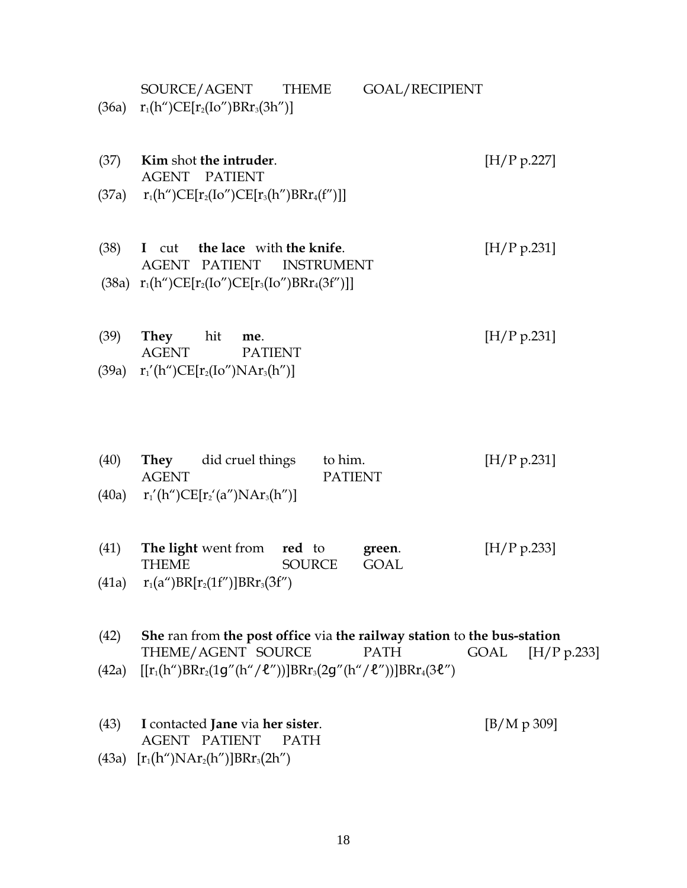SOURCE/AGENT THEME GOAL/RECIPIENT

(36a) $r_1(h'')CE[r_2(Io'')BRr_3(3h'')]$

(37) **Kim** shot **the intruder**. [H/P p.227]
AGENT PATIENT

(37a) $r_1(h'')CE[r_2(Io'')CE[r_3(h'')BRr_4(f'')]]$

(38) **I** cut **the lace** with **the knife**. [H/P p.231]
AGENT PATIENT INSTRUMENT

(38a) $r_1(h'')CE[r_2(Io'')CE[r_3(Io'')BRr_4(3f'')]]$

(39) **They** hit **me**. [H/P p.231]
AGENT PATIENT

(39a) $r_1'(h'')CE[r_2(Io'')NAr_3(h'')]$

(40) **They** did cruel things to him. [H/P p.231]
AGENT PATIENT

(40a) $r_1'(h'')CE[r_2'(a'')NAr_3(h'')]$

(41) **The light** went from **red** to **green**. [H/P p.233]
THEME SOURCE GOAL

(41a) $r_1(a'')BR[r_2(1f'')]BRr_3(3f'')$

(42) **She** ran from **the post office** via **the railway station** to **the bus-station**
THEME/AGENT SOURCE PATH GOAL [H/P p.233]

(42a) $[[r_1(h'')BRr_2(1g''(h''/\ell''))]BRr_3(2g''(h''/\ell''))]BRr_4(3\ell'')$

(43) **I** contacted **Jane** via **her sister**. [B/M p 309]
AGENT PATIENT PATH

(43a) $[r_1(h'')NAr_2(h'')]BRr_3(2h'')$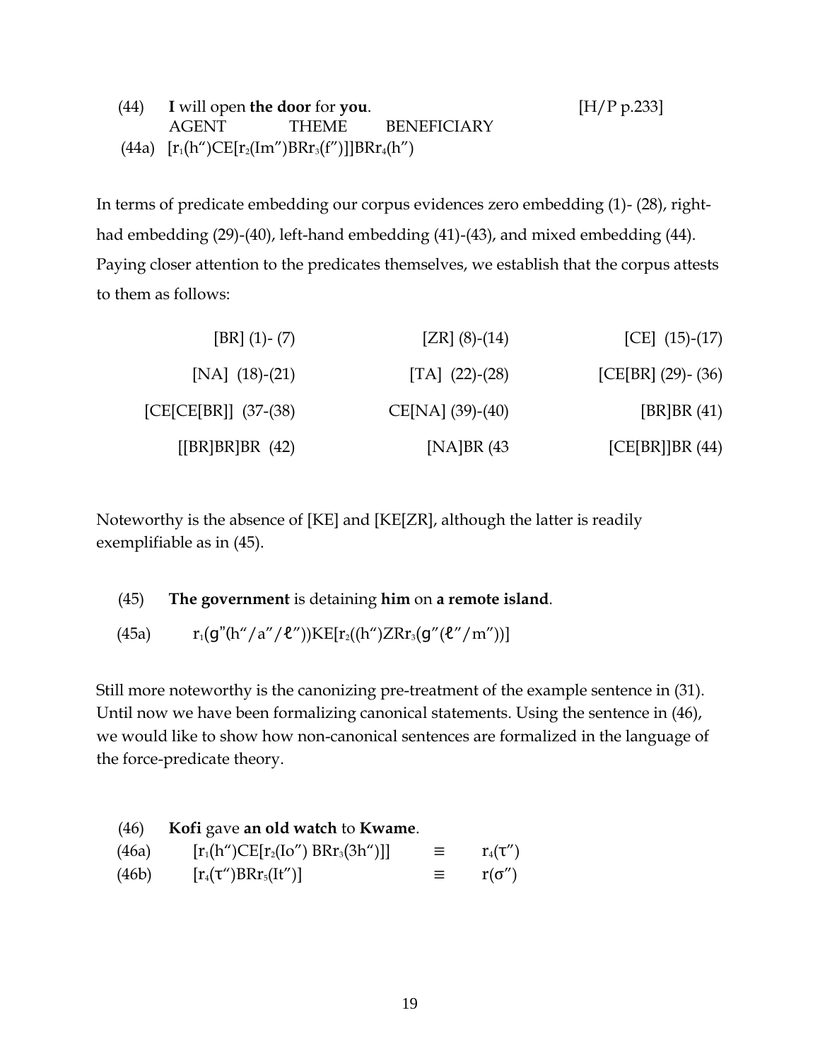(44) **I** will open **the door** for **you**. [H/P p.233]

AGENT THEME BENEFICIARY

(44a) $[r_1(h'')CE[r_2(Im'')BRr_3(f'')]]BRr_4(h'')$

In terms of predicate embedding our corpus evidences zero embedding (1)- (28), right-had embedding (29)-(40), left-hand embedding (41)-(43), and mixed embedding (44). Paying closer attention to the predicates themselves, we establish that the corpus attests to them as follows:

| | | |
|---|---|---|
| [BR] (1)- (7) | [ZR] (8)-(14) | [CE] (15)-(17) |
| [NA] (18)-(21) | [TA] (22)-(28) | [CE[BR] (29)- (36) |
| [CE[CE[BR]] (37-(38) | CE[NA] (39)-(40) | [BR]BR (41) |
| [[BR]BR]BR (42) | [NA]BR (43 | [CE[BR]]BR (44) |

Noteworthy is the absence of [KE] and [KE[ZR], although the latter is readily exemplifiable as in (45).

(45) **The government** is detaining **him** on **a remote island**.

(45a) $r_1(ɡ''(h''/a''/\ell''))KE[r_2((h'')ZRr_3(ɡ''(\ell''/m''))]$

Still more noteworthy is the canonizing pre-treatment of the example sentence in (31). Until now we have been formalizing canonical statements. Using the sentence in (46), we would like to show how non-canonical sentences are formalized in the language of the force-predicate theory.

(46) **Kofi** gave **an old watch** to **Kwame**.

(46a) $[r_1(h'')CE[r_2(Io'')\ BRr_3(3h'')]] \quad \equiv \quad r_4(\tau'')$

(46b) $[r_4(\tau'')BRr_5(It'')] \quad \equiv \quad r(\sigma'')$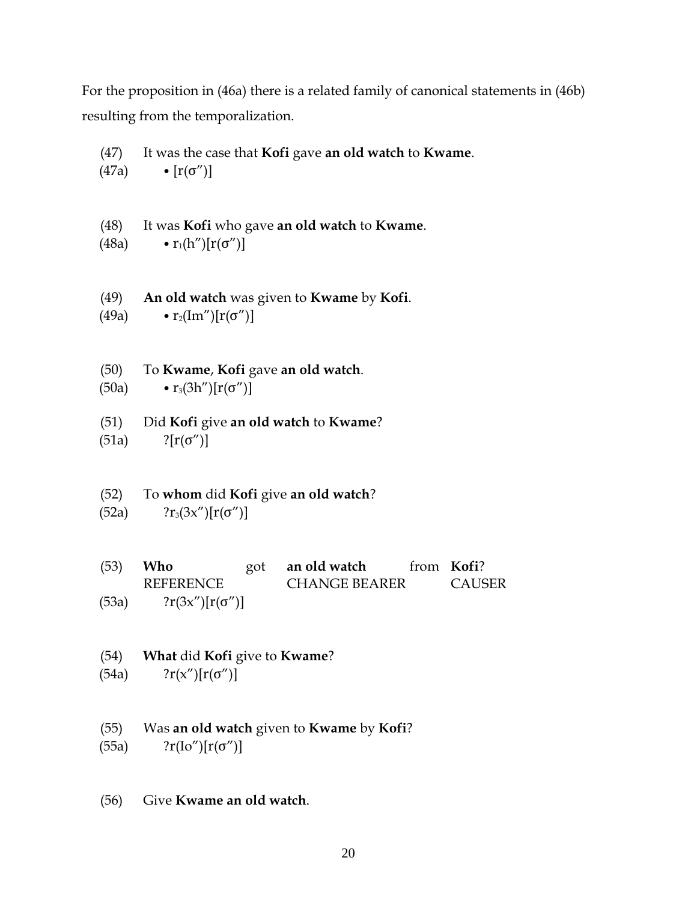For the proposition in (46a) there is a related family of canonical statements in (46b) resulting from the temporalization.

(47) It was the case that **Kofi** gave **an old watch** to **Kwame**.

(47a) • $[r(\sigma'')]$

(48) It was **Kofi** who gave **an old watch** to **Kwame**.

(48a) • $r_1(h'')[r(\sigma'')]$

(49) **An old watch** was given to **Kwame** by **Kofi**.

(49a) • $r_2(Im'')[r(\sigma'')]$

(50) To **Kwame**, **Kofi** gave **an old watch**.

(50a) • $r_3(3h'')[r(\sigma'')]$

(51) Did **Kofi** give **an old watch** to **Kwame**?

(51a) $?[r(\sigma'')]$

(52) To **whom** did **Kofi** give **an old watch**?

(52a) $?r_3(3x'')[r(\sigma'')]$

| (53) | **Who** | got | **an old watch** | from | **Kofi**? |
|---|---|---|---|---|---|
| | REFERENCE | | CHANGE BEARER | | CAUSER |

(53a) $?r(3x'')[r(\sigma'')]$

(54) **What** did **Kofi** give to **Kwame**?

(54a) $?r(x'')[r(\sigma'')]$

(55) Was **an old watch** given to **Kwame** by **Kofi**?

(55a) $?r(Io'')[r(\sigma'')]$

(56) Give **Kwame an old watch**.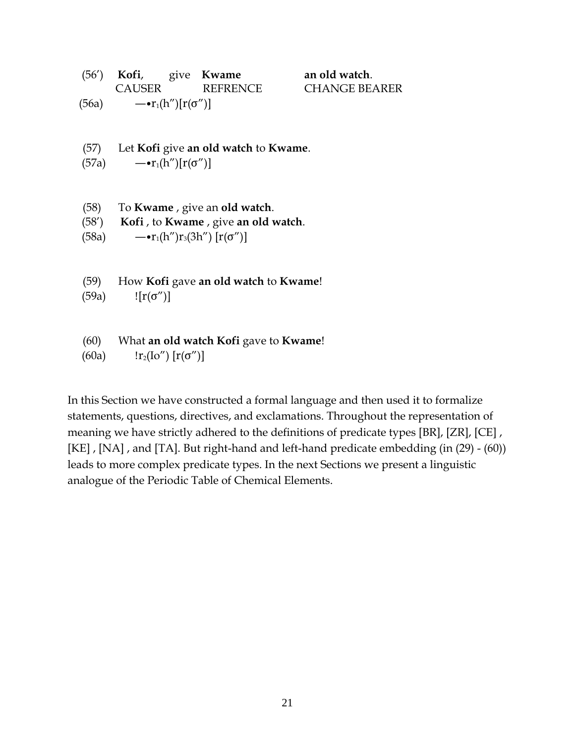(56′) **Kofi**, give **Kwame** **an old watch**.
CAUSER REFRENCE CHANGE BEARER

(56a) $—\bullet r_1(h'')[r(\sigma'')]$

(57) Let **Kofi** give **an old watch** to **Kwame**.

(57a) $—\bullet r_1(h'')[r(\sigma'')]$

(58) To **Kwame** , give an **old watch**.

(58′) **Kofi** , to **Kwame** , give **an old watch**.

(58a) $—\bullet r_1(h'')r_3(3h'')\ [r(\sigma'')]$

(59) How **Kofi** gave **an old watch** to **Kwame**!

(59a) $![r(\sigma'')]$

(60) What **an old watch Kofi** gave to **Kwame**!

(60a) $!r_2(Io'')\ [r(\sigma'')]$

In this Section we have constructed a formal language and then used it to formalize statements, questions, directives, and exclamations. Throughout the representation of meaning we have strictly adhered to the definitions of predicate types [BR], [ZR], [CE] , [KE] , [NA] , and [TA]. But right-hand and left-hand predicate embedding (in (29) - (60)) leads to more complex predicate types. In the next Sections we present a linguistic analogue of the Periodic Table of Chemical Elements.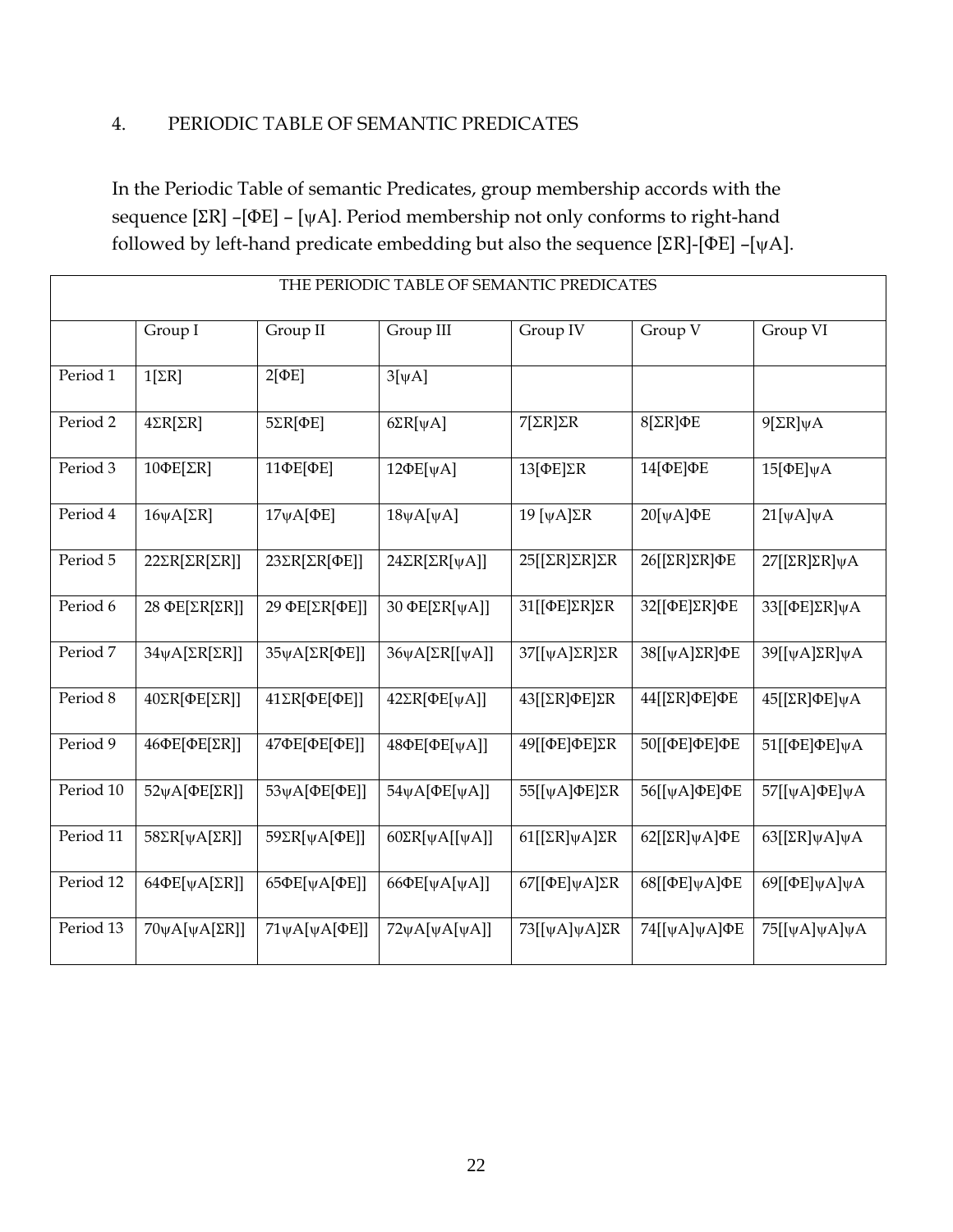## 4. PERIODIC TABLE OF SEMANTIC PREDICATES

In the Periodic Table of semantic Predicates, group membership accords with the sequence [ΣR] –[ΦE] – [ψA]. Period membership not only conforms to right-hand followed by left-hand predicate embedding but also the sequence [ΣR]-[ΦE] –[ψA].

| THE PERIODIC TABLE OF SEMANTIC PREDICATES | | | | | | |
|---|---|---|---|---|---|---|
| | Group I | Group II | Group III | Group IV | Group V | Group VI |
| Period 1 | 1[ΣR] | 2[ΦE] | 3[ψA] | | | |
| Period 2 | 4ΣR[ΣR] | 5ΣR[ΦE] | 6ΣR[ψA] | 7[ΣR]ΣR | 8[ΣR]ΦE | 9[ΣR]ψA |
| Period 3 | 10ΦE[ΣR] | 11ΦE[ΦE] | 12ΦE[ψA] | 13[ΦE]ΣR | 14[ΦE]ΦE | 15[ΦE]ψA |
| Period 4 | 16ψA[ΣR] | 17ψA[ΦE] | 18ψA[ψA] | 19 [ψA]ΣR | 20[ψA]ΦE | 21[ψA]ψA |
| Period 5 | 22ΣR[ΣR[ΣR]] | 23ΣR[ΣR[ΦE]] | 24ΣR[ΣR[ψA]] | 25[[ΣR]ΣR]ΣR | 26[[ΣR]ΣR]ΦE | 27[[ΣR]ΣR]ψA |
| Period 6 | 28 ΦE[ΣR[ΣR]] | 29 ΦE[ΣR[ΦE]] | 30 ΦE[ΣR[ψA]] | 31[[ΦE]ΣR]ΣR | 32[[ΦE]ΣR]ΦE | 33[[ΦE]ΣR]ψA |
| Period 7 | 34ψA[ΣR[ΣR]] | 35ψA[ΣR[ΦE]] | 36ψA[ΣR[[ψA]] | 37[[ψA]ΣR]ΣR | 38[[ψA]ΣR]ΦE | 39[[ψA]ΣR]ψA |
| Period 8 | 40ΣR[ΦE[ΣR]] | 41ΣR[ΦE[ΦE]] | 42ΣR[ΦE[ψA]] | 43[[ΣR]ΦE]ΣR | 44[[ΣR]ΦE]ΦE | 45[[ΣR]ΦE]ψA |
| Period 9 | 46ΦE[ΦE[ΣR]] | 47ΦE[ΦE[ΦE]] | 48ΦE[ΦE[ψA]] | 49[[ΦE]ΦE]ΣR | 50[[ΦE]ΦE]ΦE | 51[[ΦE]ΦE]ψA |
| Period 10 | 52ψA[ΦE[ΣR]] | 53ψA[ΦE[ΦE]] | 54ψA[ΦE[ψA]] | 55[[ψA]ΦE]ΣR | 56[[ψA]ΦE]ΦE | 57[[ψA]ΦE]ψA |
| Period 11 | 58ΣR[ψA[ΣR]] | 59ΣR[ψA[ΦE]] | 60ΣR[ψA[[ψA]] | 61[[ΣR]ψA]ΣR | 62[[ΣR]ψA]ΦE | 63[[ΣR]ψA]ψA |
| Period 12 | 64ΦE[ψA[ΣR]] | 65ΦE[ψA[ΦE]] | 66ΦE[ψA[ψA]] | 67[[ΦE]ψA]ΣR | 68[[ΦE]ψA]ΦE | 69[[ΦE]ψA]ψA |
| Period 13 | 70ψA[ψA[ΣR]] | 71ψA[ψA[ΦE]] | 72ψA[ψA[ψA]] | 73[[ψA]ψA]ΣR | 74[[ψA]ψA]ΦE | 75[[ψA]ψA]ψA |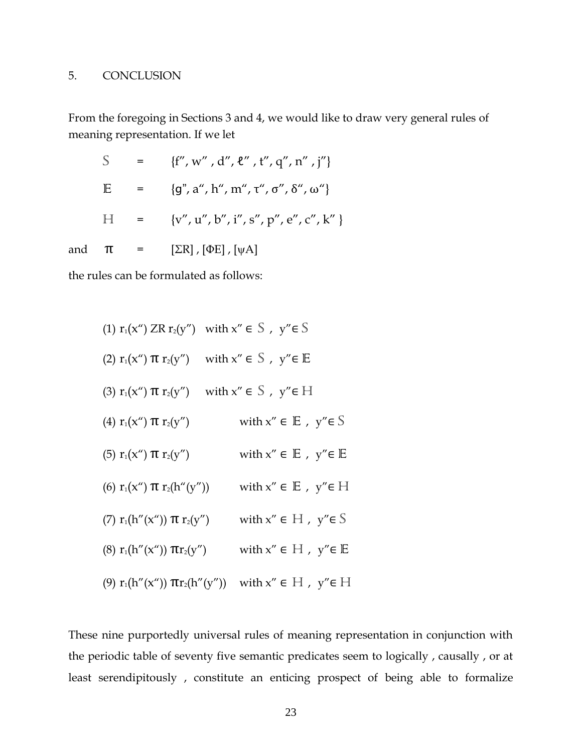## 5. CONCLUSION

From the foregoing in Sections 3 and 4, we would like to draw very general rules of meaning representation. If we let

$$\mathbb{S} = \{f'', w'', d'', \ell'', t'', q'', n'', j''\}$$

$$\mathbb{E} = \{g'', a'', h'', m'', \tau'', \sigma'', \delta'', \omega''\}$$

$$\mathbb{H} = \{v'', u'', b'', i'', s'', p'', e'', c'', k''\}$$

and $\pi = [\Sigma R], [\Phi E], [\psi A]$

the rules can be formulated as follows:

(1) $r_1(x'')\ ZR\ r_2(y'')$ with $x'' \in \mathbb{S}$ , $y'' \in \mathbb{S}$

(2) $r_1(x'')\ \pi\ r_2(y'')$ with $x'' \in \mathbb{S}$ , $y'' \in \mathbb{E}$

(3) $r_1(x'')\ \pi\ r_2(y'')$ with $x'' \in \mathbb{S}$ , $y'' \in \mathbb{H}$

(4) $r_1(x'')\ \pi\ r_2(y'')$ with $x'' \in \mathbb{E}$ , $y'' \in \mathbb{S}$

(5) $r_1(x'')\ \pi\ r_2(y'')$ with $x'' \in \mathbb{E}$ , $y'' \in \mathbb{E}$

(6) $r_1(x'')\ \pi\ r_2(h''(y''))$ with $x'' \in \mathbb{E}$ , $y'' \in \mathbb{H}$

(7) $r_1(h''(x''))\ \pi\ r_2(y'')$ with $x'' \in \mathbb{H}$ , $y'' \in \mathbb{S}$

(8) $r_1(h''(x''))\ \pi r_2(y'')$ with $x'' \in \mathbb{H}$ , $y'' \in \mathbb{E}$

(9) $r_1(h''(x''))\ \pi r_2(h''(y''))$ with $x'' \in \mathbb{H}$ , $y'' \in \mathbb{H}$

These nine purportedly universal rules of meaning representation in conjunction with the periodic table of seventy five semantic predicates seem to logically , causally , or at least serendipitously , constitute an enticing prospect of being able to formalize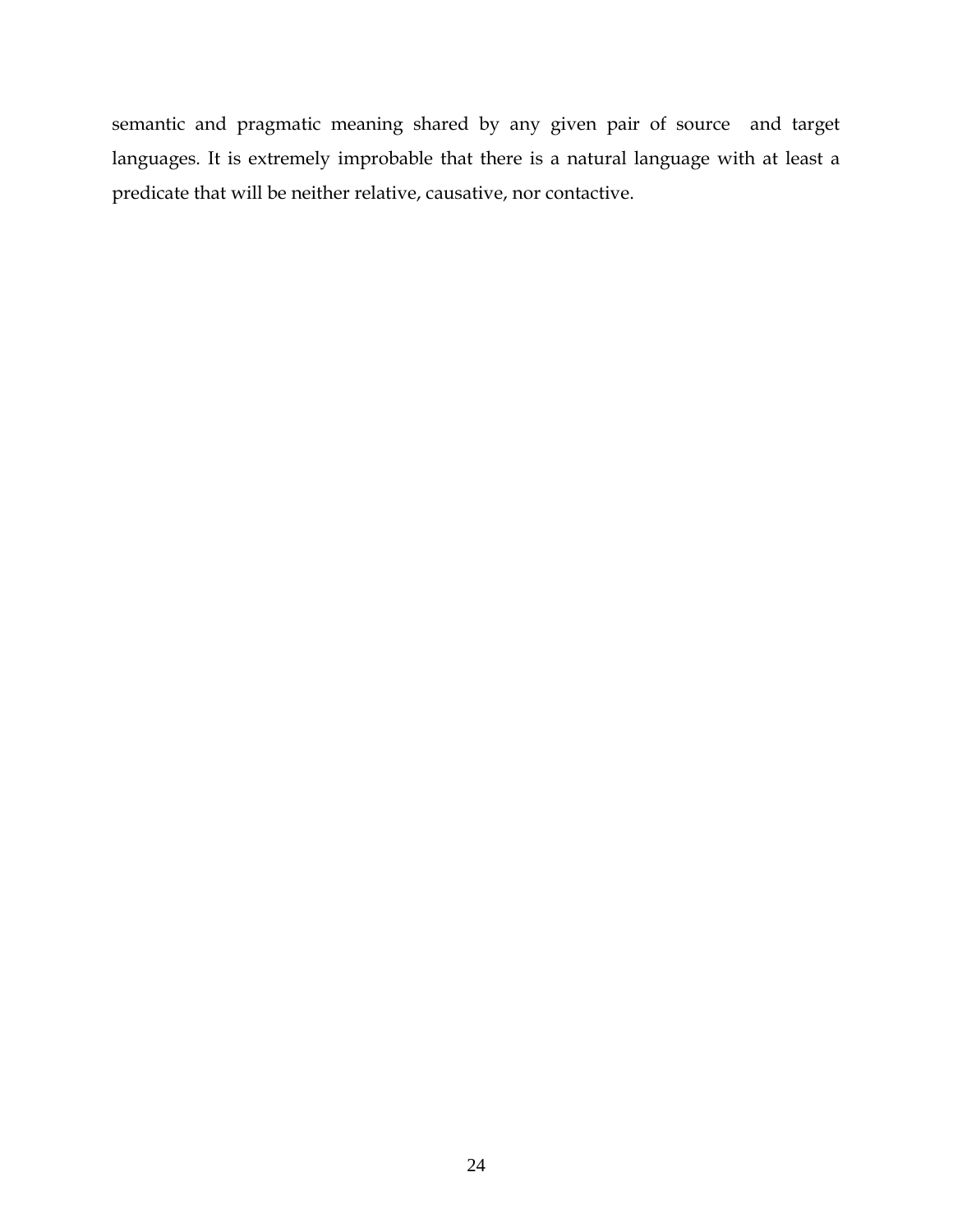semantic and pragmatic meaning shared by any given pair of source and target languages. It is extremely improbable that there is a natural language with at least a predicate that will be neither relative, causative, nor contactive.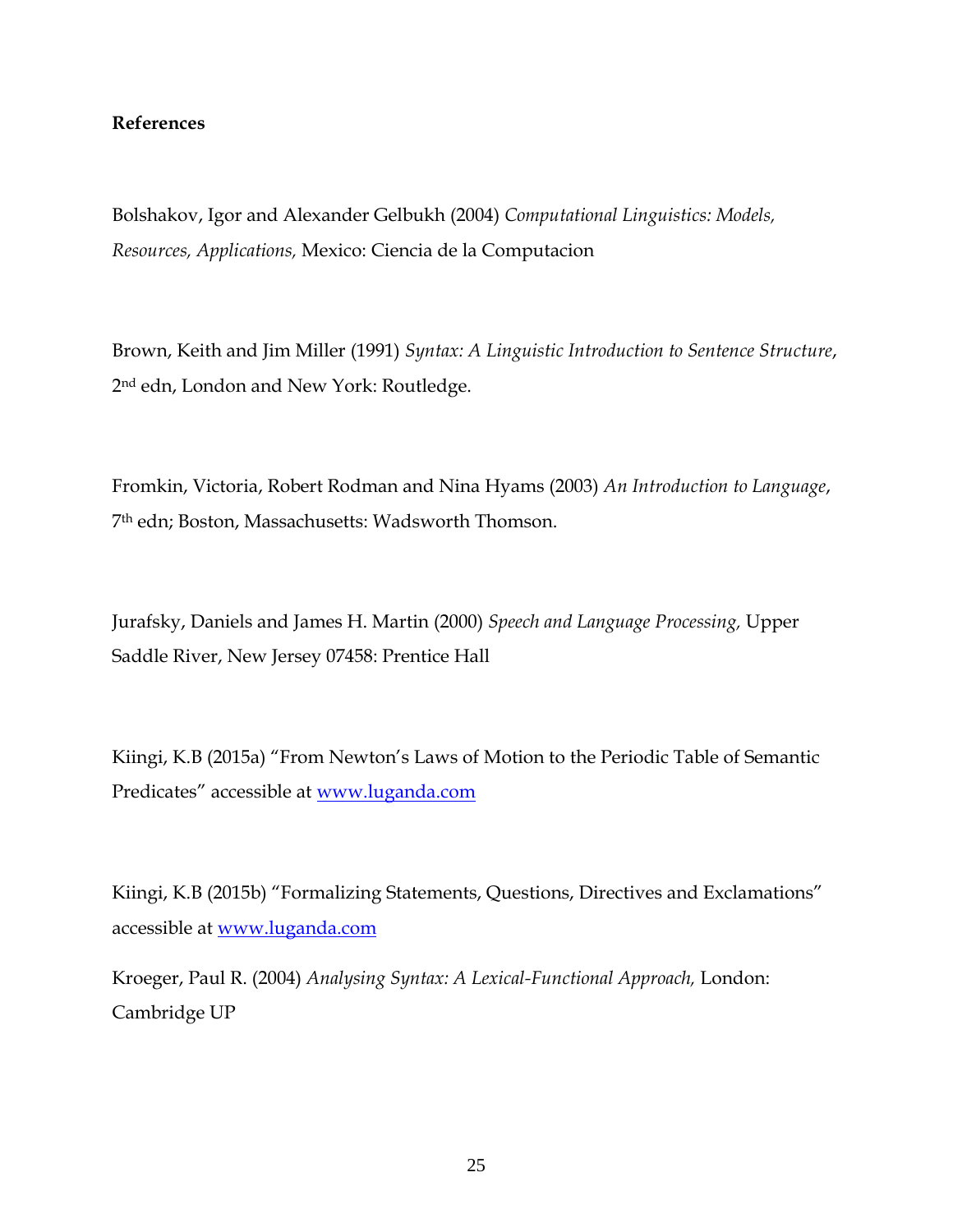**References**

Bolshakov, Igor and Alexander Gelbukh (2004) *Computational Linguistics: Models, Resources, Applications,* Mexico: Ciencia de la Computacion

Brown, Keith and Jim Miller (1991) *Syntax: A Linguistic Introduction to Sentence Structure*, 2nd edn, London and New York: Routledge.

Fromkin, Victoria, Robert Rodman and Nina Hyams (2003) *An Introduction to Language*, 7th edn; Boston, Massachusetts: Wadsworth Thomson.

Jurafsky, Daniels and James H. Martin (2000) *Speech and Language Processing,* Upper Saddle River, New Jersey 07458: Prentice Hall

Kiingi, K.B (2015a) "From Newton's Laws of Motion to the Periodic Table of Semantic Predicates" accessible at [www.luganda.com](www.luganda.com)

Kiingi, K.B (2015b) "Formalizing Statements, Questions, Directives and Exclamations" accessible at [www.luganda.com](www.luganda.com)

Kroeger, Paul R. (2004) *Analysing Syntax: A Lexical-Functional Approach,* London: Cambridge UP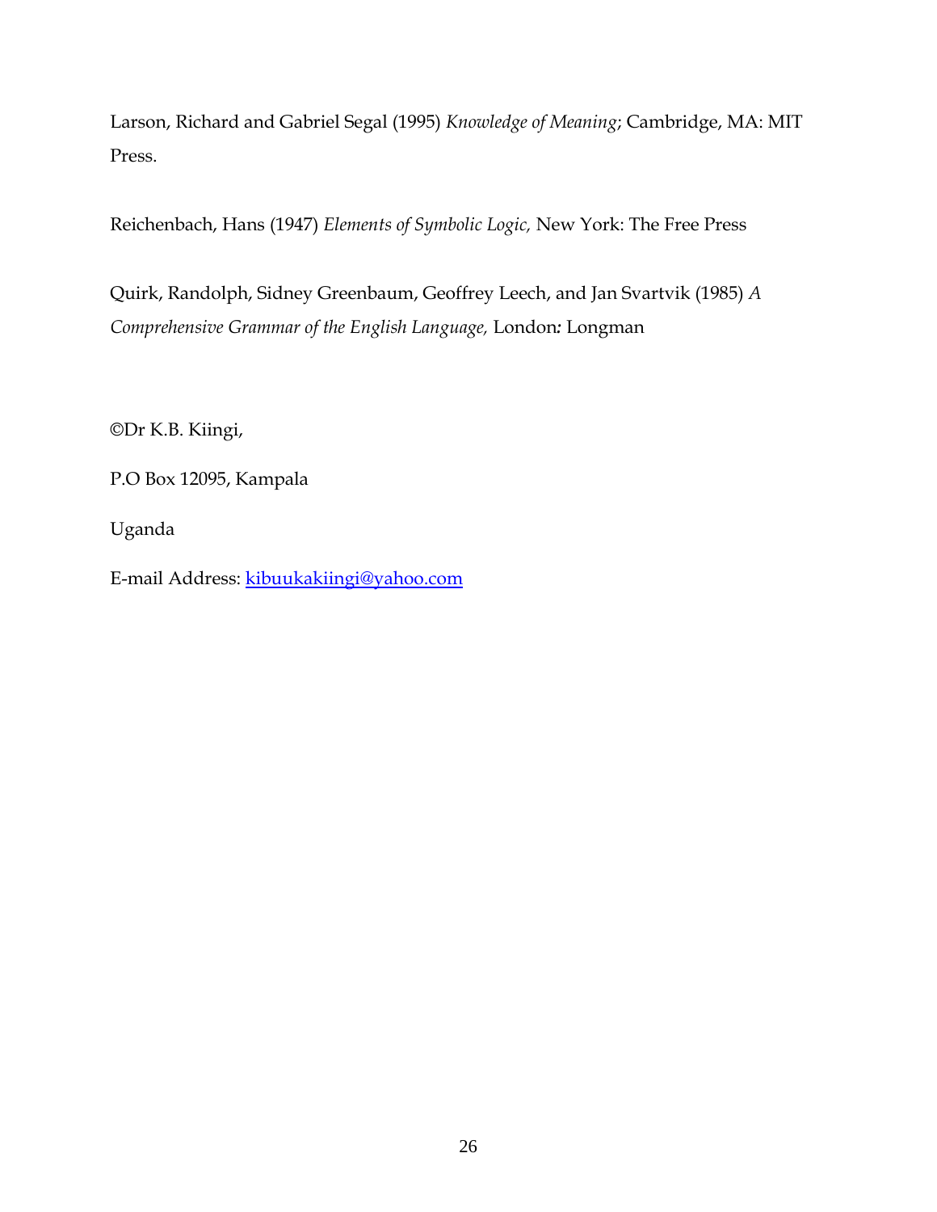Larson, Richard and Gabriel Segal (1995) *Knowledge of Meaning*; Cambridge, MA: MIT Press.

Reichenbach, Hans (1947) *Elements of Symbolic Logic,* New York: The Free Press

Quirk, Randolph, Sidney Greenbaum, Geoffrey Leech, and Jan Svartvik (1985) *A Comprehensive Grammar of the English Language,* London*:* Longman

©Dr K.B. Kiingi,

P.O Box 12095, Kampala

Uganda

E-mail Address: kibuukakiingi@yahoo.com